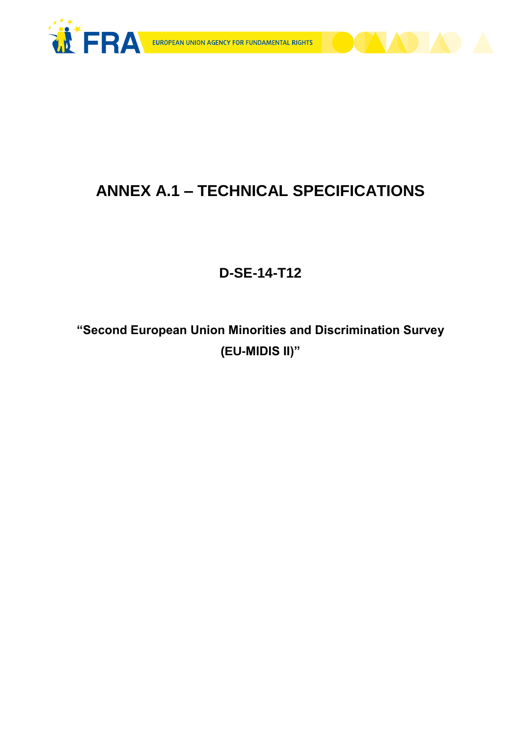# ANNEX A.1 – TECHNICAL SPECIFICATIONS

## D-SE-14-T12

## "Second European Union Minorities and Discrimination Survey (EU-MIDIS II)"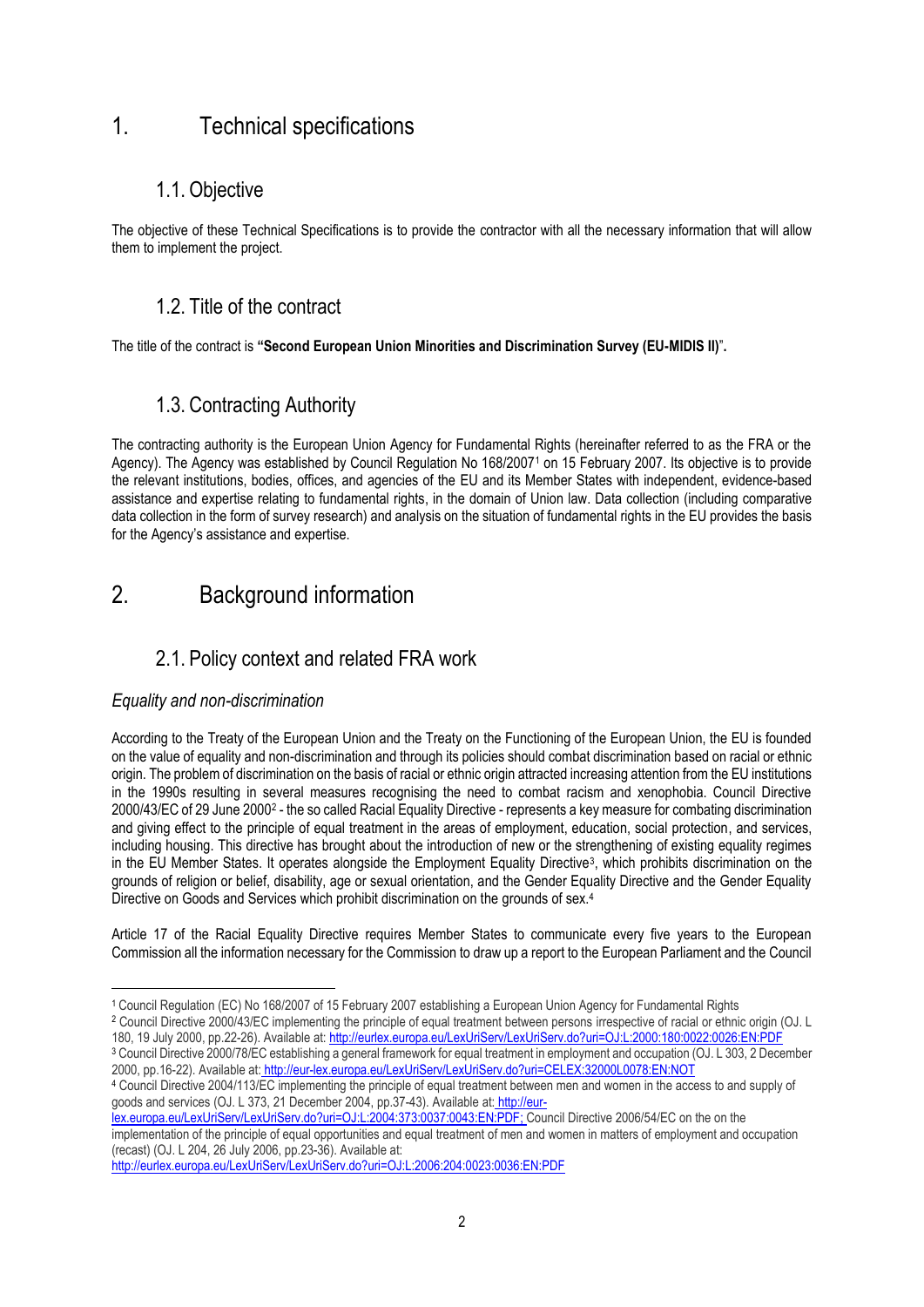# 1. Technical specifications

## 1.1. Objective

The objective of these Technical Specifications is to provide the contractor with all the necessary information that will allow them to implement the project.

## 1.2. Title of the contract

The title of the contract is **"Second European Union Minorities and Discrimination Survey (EU-MIDIS II)".**

## 1.3. Contracting Authority

The contracting authority is the European Union Agency for Fundamental Rights (hereinafter referred to as the FRA or the Agency). The Agency was established by Council Regulation No 168/2007[1] on 15 February 2007. Its objective is to provide the relevant institutions, bodies, offices, and agencies of the EU and its Member States with independent, evidence-based assistance and expertise relating to fundamental rights, in the domain of Union law. Data collection (including comparative data collection in the form of survey research) and analysis on the situation of fundamental rights in the EU provides the basis for the Agency's assistance and expertise.

# 2. Background information

## 2.1. Policy context and related FRA work

*Equality and non-discrimination*

According to the Treaty of the European Union and the Treaty on the Functioning of the European Union, the EU is founded on the value of equality and non-discrimination and through its policies should combat discrimination based on racial or ethnic origin. The problem of discrimination on the basis of racial or ethnic origin attracted increasing attention from the EU institutions in the 1990s resulting in several measures recognising the need to combat racism and xenophobia. Council Directive 2000/43/EC of 29 June 2000[2] - the so called Racial Equality Directive - represents a key measure for combating discrimination and giving effect to the principle of equal treatment in the areas of employment, education, social protection, and services, including housing. This directive has brought about the introduction of new or the strengthening of existing equality regimes in the EU Member States. It operates alongside the Employment Equality Directive[3], which prohibits discrimination on the grounds of religion or belief, disability, age or sexual orientation, and the Gender Equality Directive and the Gender Equality Directive on Goods and Services which prohibit discrimination on the grounds of sex.[4]

Article 17 of the Racial Equality Directive requires Member States to communicate every five years to the European Commission all the information necessary for the Commission to draw up a report to the European Parliament and the Council

---

[1] Council Regulation (EC) No 168/2007 of 15 February 2007 establishing a European Union Agency for Fundamental Rights

[2] Council Directive 2000/43/EC implementing the principle of equal treatment between persons irrespective of racial or ethnic origin (OJ. L 180, 19 July 2000, pp.22-26). Available at: http://eurlex.europa.eu/LexUriServ/LexUriServ.do?uri=OJ:L:2000:180:0022:0026:EN:PDF

[3] Council Directive 2000/78/EC establishing a general framework for equal treatment in employment and occupation (OJ. L 303, 2 December 2000, pp.16-22). Available at: http://eur-lex.europa.eu/LexUriServ/LexUriServ.do?uri=CELEX:32000L0078:EN:NOT

[4] Council Directive 2004/113/EC implementing the principle of equal treatment between men and women in the access to and supply of goods and services (OJ. L 373, 21 December 2004, pp.37-43). Available at: http://eur-lex.europa.eu/LexUriServ/LexUriServ.do?uri=OJ:L:2004:373:0037:0043:EN:PDF; Council Directive 2006/54/EC on the on the implementation of the principle of equal opportunities and equal treatment of men and women in matters of employment and occupation (recast) (OJ. L 204, 26 July 2006, pp.23-36). Available at: http://eurlex.europa.eu/LexUriServ/LexUriServ.do?uri=OJ:L:2006:204:0023:0036:EN:PDF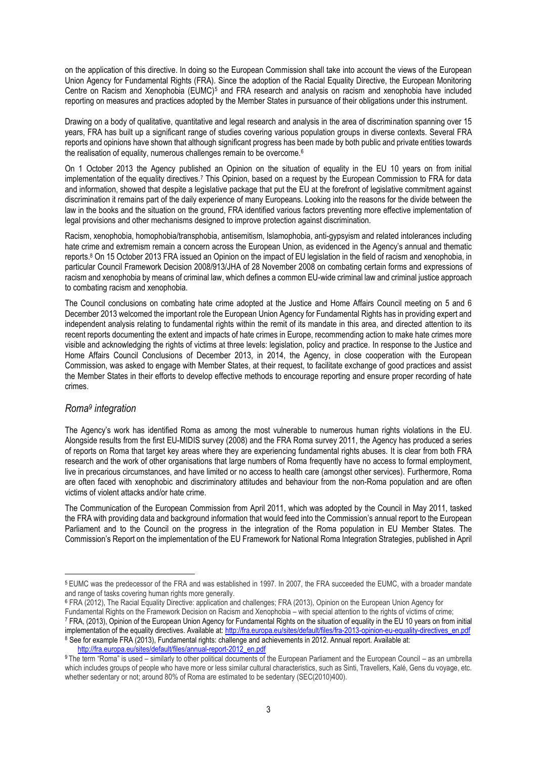on the application of this directive. In doing so the European Commission shall take into account the views of the European Union Agency for Fundamental Rights (FRA). Since the adoption of the Racial Equality Directive, the European Monitoring Centre on Racism and Xenophobia (EUMC)[5] and FRA research and analysis on racism and xenophobia have included reporting on measures and practices adopted by the Member States in pursuance of their obligations under this instrument.

Drawing on a body of qualitative, quantitative and legal research and analysis in the area of discrimination spanning over 15 years, FRA has built up a significant range of studies covering various population groups in diverse contexts. Several FRA reports and opinions have shown that although significant progress has been made by both public and private entities towards the realisation of equality, numerous challenges remain to be overcome.[6]

On 1 October 2013 the Agency published an Opinion on the situation of equality in the EU 10 years on from initial implementation of the equality directives.[7] This Opinion, based on a request by the European Commission to FRA for data and information, showed that despite a legislative package that put the EU at the forefront of legislative commitment against discrimination it remains part of the daily experience of many Europeans. Looking into the reasons for the divide between the law in the books and the situation on the ground, FRA identified various factors preventing more effective implementation of legal provisions and other mechanisms designed to improve protection against discrimination.

Racism, xenophobia, homophobia/transphobia, antisemitism, Islamophobia, anti-gypsyism and related intolerances including hate crime and extremism remain a concern across the European Union, as evidenced in the Agency's annual and thematic reports.[8] On 15 October 2013 FRA issued an Opinion on the impact of EU legislation in the field of racism and xenophobia, in particular Council Framework Decision 2008/913/JHA of 28 November 2008 on combating certain forms and expressions of racism and xenophobia by means of criminal law, which defines a common EU-wide criminal law and criminal justice approach to combating racism and xenophobia.

The Council conclusions on combating hate crime adopted at the Justice and Home Affairs Council meeting on 5 and 6 December 2013 welcomed the important role the European Union Agency for Fundamental Rights has in providing expert and independent analysis relating to fundamental rights within the remit of its mandate in this area, and directed attention to its recent reports documenting the extent and impacts of hate crimes in Europe, recommending action to make hate crimes more visible and acknowledging the rights of victims at three levels: legislation, policy and practice. In response to the Justice and Home Affairs Council Conclusions of December 2013, in 2014, the Agency, in close cooperation with the European Commission, was asked to engage with Member States, at their request, to facilitate exchange of good practices and assist the Member States in their efforts to develop effective methods to encourage reporting and ensure proper recording of hate crimes.

### *Roma[9] integration*

The Agency's work has identified Roma as among the most vulnerable to numerous human rights violations in the EU. Alongside results from the first EU-MIDIS survey (2008) and the FRA Roma survey 2011, the Agency has produced a series of reports on Roma that target key areas where they are experiencing fundamental rights abuses. It is clear from both FRA research and the work of other organisations that large numbers of Roma frequently have no access to formal employment, live in precarious circumstances, and have limited or no access to health care (amongst other services). Furthermore, Roma are often faced with xenophobic and discriminatory attitudes and behaviour from the non-Roma population and are often victims of violent attacks and/or hate crime.

The Communication of the European Commission from April 2011, which was adopted by the Council in May 2011, tasked the FRA with providing data and background information that would feed into the Commission's annual report to the European Parliament and to the Council on the progress in the integration of the Roma population in EU Member States. The Commission's Report on the implementation of the EU Framework for National Roma Integration Strategies, published in April

---

[5] EUMC was the predecessor of the FRA and was established in 1997. In 2007, the FRA succeeded the EUMC, with a broader mandate and range of tasks covering human rights more generally.

[6] FRA (2012), The Racial Equality Directive: application and challenges; FRA (2013), Opinion on the European Union Agency for Fundamental Rights on the Framework Decision on Racism and Xenophobia – with special attention to the rights of victims of crime;

[7] FRA, (2013), Opinion of the European Union Agency for Fundamental Rights on the situation of equality in the EU 10 years on from initial implementation of the equality directives. Available at: http://fra.europa.eu/sites/default/files/fra-2013-opinion-eu-equality-directives_en.pdf

[8] See for example FRA (2013), Fundamental rights: challenge and achievements in 2012. Annual report. Available at: http://fra.europa.eu/sites/default/files/annual-report-2012_en.pdf

[9] The term "Roma" is used – similarly to other political documents of the European Parliament and the European Council – as an umbrella which includes groups of people who have more or less similar cultural characteristics, such as Sinti, Travellers, Kalé, Gens du voyage, etc. whether sedentary or not; around 80% of Roma are estimated to be sedentary (SEC(2010)400).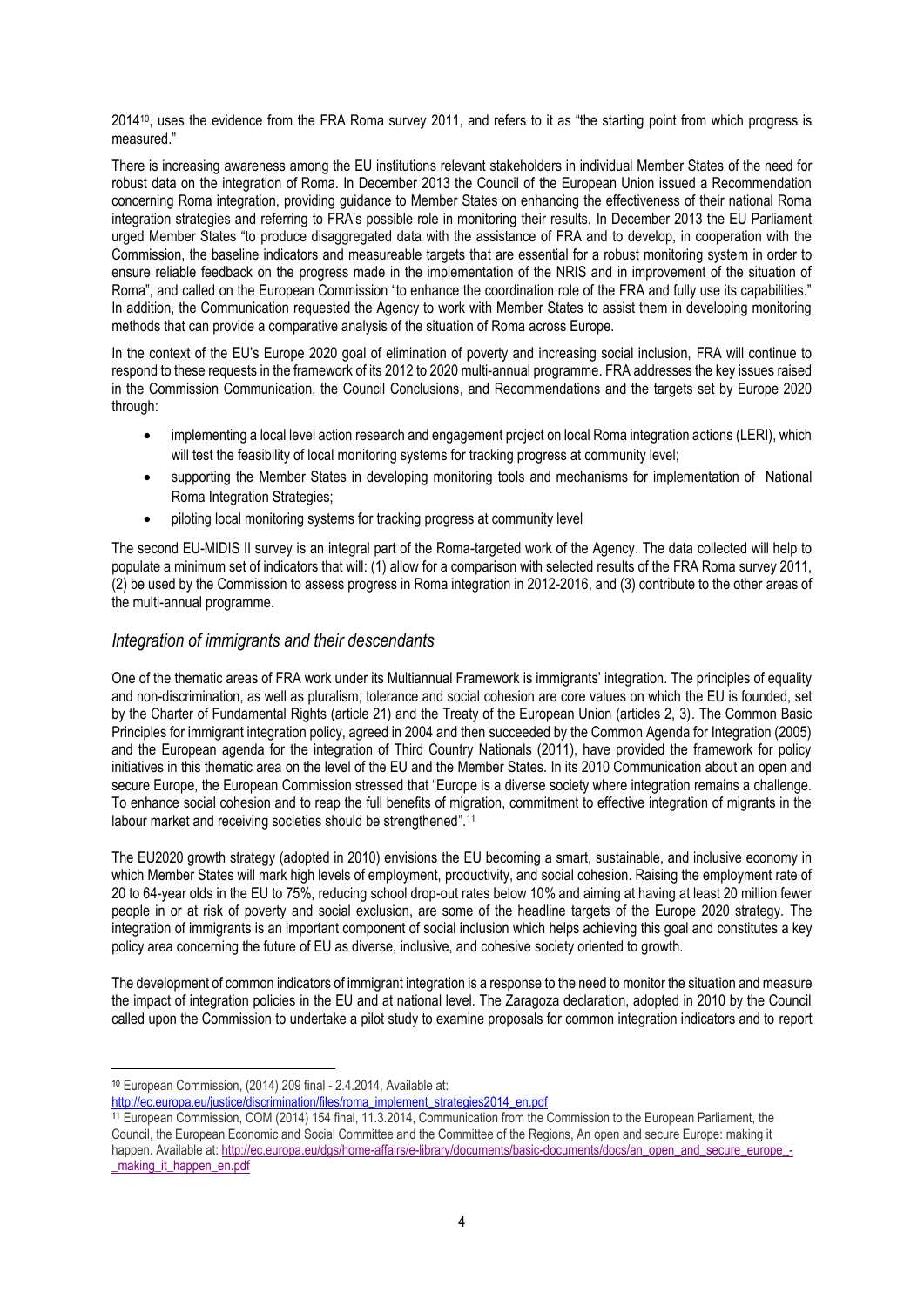2014[10], uses the evidence from the FRA Roma survey 2011, and refers to it as "the starting point from which progress is measured."

There is increasing awareness among the EU institutions relevant stakeholders in individual Member States of the need for robust data on the integration of Roma. In December 2013 the Council of the European Union issued a Recommendation concerning Roma integration, providing guidance to Member States on enhancing the effectiveness of their national Roma integration strategies and referring to FRA's possible role in monitoring their results. In December 2013 the EU Parliament urged Member States "to produce disaggregated data with the assistance of FRA and to develop, in cooperation with the Commission, the baseline indicators and measureable targets that are essential for a robust monitoring system in order to ensure reliable feedback on the progress made in the implementation of the NRIS and in improvement of the situation of Roma", and called on the European Commission "to enhance the coordination role of the FRA and fully use its capabilities." In addition, the Communication requested the Agency to work with Member States to assist them in developing monitoring methods that can provide a comparative analysis of the situation of Roma across Europe.

In the context of the EU's Europe 2020 goal of elimination of poverty and increasing social inclusion, FRA will continue to respond to these requests in the framework of its 2012 to 2020 multi-annual programme. FRA addresses the key issues raised in the Commission Communication, the Council Conclusions, and Recommendations and the targets set by Europe 2020 through:

- implementing a local level action research and engagement project on local Roma integration actions (LERI), which will test the feasibility of local monitoring systems for tracking progress at community level;
- supporting the Member States in developing monitoring tools and mechanisms for implementation of National Roma Integration Strategies;
- piloting local monitoring systems for tracking progress at community level

The second EU-MIDIS II survey is an integral part of the Roma-targeted work of the Agency. The data collected will help to populate a minimum set of indicators that will: (1) allow for a comparison with selected results of the FRA Roma survey 2011, (2) be used by the Commission to assess progress in Roma integration in 2012-2016, and (3) contribute to the other areas of the multi-annual programme.

### *Integration of immigrants and their descendants*

One of the thematic areas of FRA work under its Multiannual Framework is immigrants' integration. The principles of equality and non-discrimination, as well as pluralism, tolerance and social cohesion are core values on which the EU is founded, set by the Charter of Fundamental Rights (article 21) and the Treaty of the European Union (articles 2, 3). The Common Basic Principles for immigrant integration policy, agreed in 2004 and then succeeded by the Common Agenda for Integration (2005) and the European agenda for the integration of Third Country Nationals (2011), have provided the framework for policy initiatives in this thematic area on the level of the EU and the Member States. In its 2010 Communication about an open and secure Europe, the European Commission stressed that "Europe is a diverse society where integration remains a challenge. To enhance social cohesion and to reap the full benefits of migration, commitment to effective integration of migrants in the labour market and receiving societies should be strengthened".[11]

The EU2020 growth strategy (adopted in 2010) envisions the EU becoming a smart, sustainable, and inclusive economy in which Member States will mark high levels of employment, productivity, and social cohesion. Raising the employment rate of 20 to 64-year olds in the EU to 75%, reducing school drop-out rates below 10% and aiming at having at least 20 million fewer people in or at risk of poverty and social exclusion, are some of the headline targets of the Europe 2020 strategy. The integration of immigrants is an important component of social inclusion which helps achieving this goal and constitutes a key policy area concerning the future of EU as diverse, inclusive, and cohesive society oriented to growth.

The development of common indicators of immigrant integration is a response to the need to monitor the situation and measure the impact of integration policies in the EU and at national level. The Zaragoza declaration, adopted in 2010 by the Council called upon the Commission to undertake a pilot study to examine proposals for common integration indicators and to report

---

[10] European Commission, (2014) 209 final - 2.4.2014, Available at: http://ec.europa.eu/justice/discrimination/files/roma_implement_strategies2014_en.pdf

[11] European Commission, COM (2014) 154 final, 11.3.2014, Communication from the Commission to the European Parliament, the Council, the European Economic and Social Committee and the Committee of the Regions, An open and secure Europe: making it happen. Available at: http://ec.europa.eu/dgs/home-affairs/e-library/documents/basic-documents/docs/an_open_and_secure_europe_-_making_it_happen_en.pdf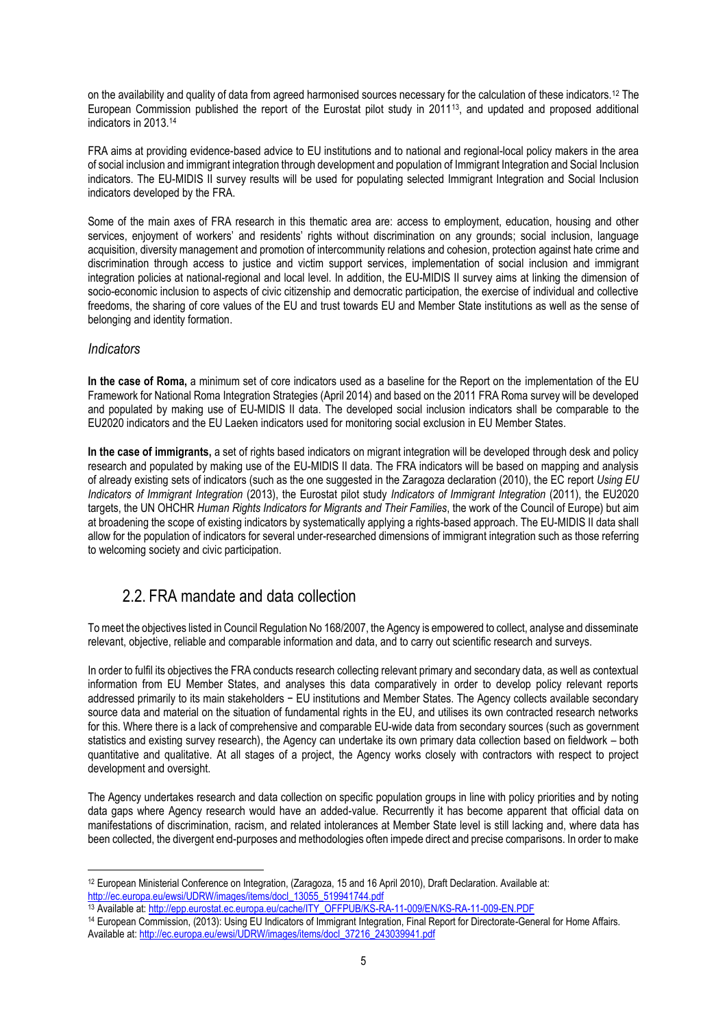on the availability and quality of data from agreed harmonised sources necessary for the calculation of these indicators.[12] The European Commission published the report of the Eurostat pilot study in 2011[13], and updated and proposed additional indicators in 2013.[14]

FRA aims at providing evidence-based advice to EU institutions and to national and regional-local policy makers in the area of social inclusion and immigrant integration through development and population of Immigrant Integration and Social Inclusion indicators. The EU-MIDIS II survey results will be used for populating selected Immigrant Integration and Social Inclusion indicators developed by the FRA.

Some of the main axes of FRA research in this thematic area are: access to employment, education, housing and other services, enjoyment of workers' and residents' rights without discrimination on any grounds; social inclusion, language acquisition, diversity management and promotion of intercommunity relations and cohesion, protection against hate crime and discrimination through access to justice and victim support services, implementation of social inclusion and immigrant integration policies at national-regional and local level. In addition, the EU-MIDIS II survey aims at linking the dimension of socio-economic inclusion to aspects of civic citizenship and democratic participation, the exercise of individual and collective freedoms, the sharing of core values of the EU and trust towards EU and Member State institutions as well as the sense of belonging and identity formation.

### *Indicators*

**In the case of Roma,** a minimum set of core indicators used as a baseline for the Report on the implementation of the EU Framework for National Roma Integration Strategies (April 2014) and based on the 2011 FRA Roma survey will be developed and populated by making use of EU-MIDIS II data. The developed social inclusion indicators shall be comparable to the EU2020 indicators and the EU Laeken indicators used for monitoring social exclusion in EU Member States.

**In the case of immigrants,** a set of rights based indicators on migrant integration will be developed through desk and policy research and populated by making use of the EU-MIDIS II data. The FRA indicators will be based on mapping and analysis of already existing sets of indicators (such as the one suggested in the Zaragoza declaration (2010), the EC report *Using EU Indicators of Immigrant Integration* (2013), the Eurostat pilot study *Indicators of Immigrant Integration* (2011), the EU2020 targets, the UN OHCHR *Human Rights Indicators for Migrants and Their Families*, the work of the Council of Europe) but aim at broadening the scope of existing indicators by systematically applying a rights-based approach. The EU-MIDIS II data shall allow for the population of indicators for several under-researched dimensions of immigrant integration such as those referring to welcoming society and civic participation.

## 2.2. FRA mandate and data collection

To meet the objectives listed in Council Regulation No 168/2007, the Agency is empowered to collect, analyse and disseminate relevant, objective, reliable and comparable information and data, and to carry out scientific research and surveys.

In order to fulfil its objectives the FRA conducts research collecting relevant primary and secondary data, as well as contextual information from EU Member States, and analyses this data comparatively in order to develop policy relevant reports addressed primarily to its main stakeholders − EU institutions and Member States. The Agency collects available secondary source data and material on the situation of fundamental rights in the EU, and utilises its own contracted research networks for this. Where there is a lack of comprehensive and comparable EU-wide data from secondary sources (such as government statistics and existing survey research), the Agency can undertake its own primary data collection based on fieldwork – both quantitative and qualitative. At all stages of a project, the Agency works closely with contractors with respect to project development and oversight.

The Agency undertakes research and data collection on specific population groups in line with policy priorities and by noting data gaps where Agency research would have an added-value. Recurrently it has become apparent that official data on manifestations of discrimination, racism, and related intolerances at Member State level is still lacking and, where data has been collected, the divergent end-purposes and methodologies often impede direct and precise comparisons. In order to make

---

[12] European Ministerial Conference on Integration, (Zaragoza, 15 and 16 April 2010), Draft Declaration. Available at: http://ec.europa.eu/ewsi/UDRW/images/items/docl_13055_519941744.pdf

[13] Available at: http://epp.eurostat.ec.europa.eu/cache/ITY_OFFPUB/KS-RA-11-009/EN/KS-RA-11-009-EN.PDF

[14] European Commission, (2013): Using EU Indicators of Immigrant Integration, Final Report for Directorate-General for Home Affairs. Available at: http://ec.europa.eu/ewsi/UDRW/images/items/docl_37216_243039941.pdf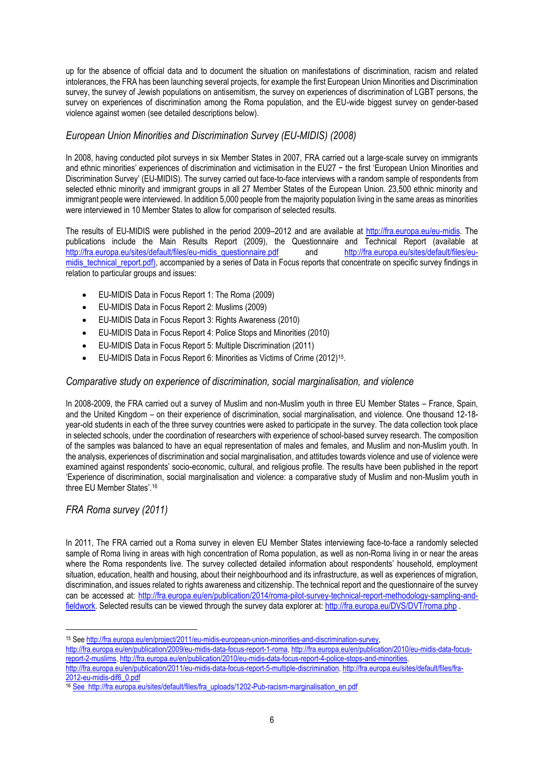up for the absence of official data and to document the situation on manifestations of discrimination, racism and related intolerances, the FRA has been launching several projects, for example the first European Union Minorities and Discrimination survey, the survey of Jewish populations on antisemitism, the survey on experiences of discrimination of LGBT persons, the survey on experiences of discrimination among the Roma population, and the EU-wide biggest survey on gender-based violence against women (see detailed descriptions below).

### *European Union Minorities and Discrimination Survey (EU-MIDIS) (2008)*

In 2008, having conducted pilot surveys in six Member States in 2007, FRA carried out a large-scale survey on immigrants and ethnic minorities' experiences of discrimination and victimisation in the EU27 − the first 'European Union Minorities and Discrimination Survey' (EU-MIDIS). The survey carried out face-to-face interviews with a random sample of respondents from selected ethnic minority and immigrant groups in all 27 Member States of the European Union. 23,500 ethnic minority and immigrant people were interviewed. In addition 5,000 people from the majority population living in the same areas as minorities were interviewed in 10 Member States to allow for comparison of selected results.

The results of EU-MIDIS were published in the period 2009–2012 and are available at http://fra.europa.eu/eu-midis. The publications include the Main Results Report (2009), the Questionnaire and Technical Report (available at http://fra.europa.eu/sites/default/files/eu-midis_questionnaire.pdf and http://fra.europa.eu/sites/default/files/eu-midis_technical_report.pdf), accompanied by a series of Data in Focus reports that concentrate on specific survey findings in relation to particular groups and issues:

- EU-MIDIS Data in Focus Report 1: The Roma (2009)
- EU-MIDIS Data in Focus Report 2: Muslims (2009)
- EU-MIDIS Data in Focus Report 3: Rights Awareness (2010)
- EU-MIDIS Data in Focus Report 4: Police Stops and Minorities (2010)
- EU-MIDIS Data in Focus Report 5: Multiple Discrimination (2011)
- EU-MIDIS Data in Focus Report 6: Minorities as Victims of Crime (2012)[15].

### *Comparative study on experience of discrimination, social marginalisation, and violence*

In 2008-2009, the FRA carried out a survey of Muslim and non-Muslim youth in three EU Member States – France, Spain, and the United Kingdom – on their experience of discrimination, social marginalisation, and violence. One thousand 12-18-year-old students in each of the three survey countries were asked to participate in the survey. The data collection took place in selected schools, under the coordination of researchers with experience of school-based survey research. The composition of the samples was balanced to have an equal representation of males and females, and Muslim and non-Muslim youth. In the analysis, experiences of discrimination and social marginalisation, and attitudes towards violence and use of violence were examined against respondents' socio-economic, cultural, and religious profile. The results have been published in the report 'Experience of discrimination, social marginalisation and violence: a comparative study of Muslim and non-Muslim youth in three EU Member States'.[16]

### *FRA Roma survey (2011)*

In 2011, The FRA carried out a Roma survey in eleven EU Member States interviewing face-to-face a randomly selected sample of Roma living in areas with high concentration of Roma population, as well as non-Roma living in or near the areas where the Roma respondents live. The survey collected detailed information about respondents' household, employment situation, education, health and housing, about their neighbourhood and its infrastructure, as well as experiences of migration, discrimination, and issues related to rights awareness and citizenship. The technical report and the questionnaire of the survey can be accessed at: http://fra.europa.eu/en/publication/2014/roma-pilot-survey-technical-report-methodology-sampling-and-fieldwork. Selected results can be viewed through the survey data explorer at: http://fra.europa.eu/DVS/DVT/roma.php .

---

[15] See http://fra.europa.eu/en/project/2011/eu-midis-european-union-minorities-and-discrimination-survey, http://fra.europa.eu/en/publication/2009/eu-midis-data-focus-report-1-roma, http://fra.europa.eu/en/publication/2010/eu-midis-data-focus-report-2-muslims, http://fra.europa.eu/en/publication/2010/eu-midis-data-focus-report-4-police-stops-and-minorities, http://fra.europa.eu/en/publication/2011/eu-midis-data-focus-report-5-multiple-discrimination, http://fra.europa.eu/sites/default/files/fra-2012-eu-midis-dif6_0.pdf

[16] See http://fra.europa.eu/sites/default/files/fra_uploads/1202-Pub-racism-marginalisation_en.pdf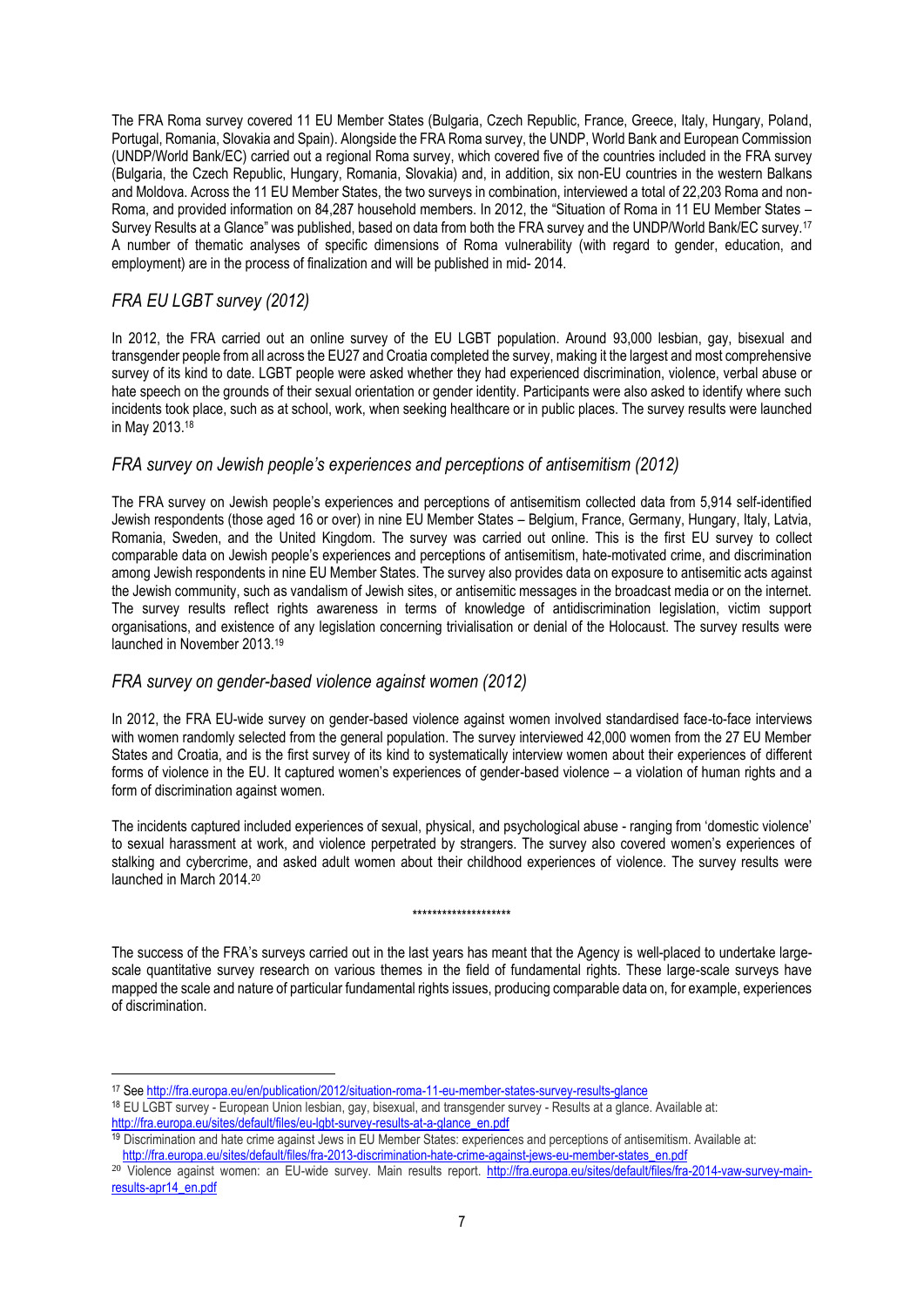The FRA Roma survey covered 11 EU Member States (Bulgaria, Czech Republic, France, Greece, Italy, Hungary, Poland, Portugal, Romania, Slovakia and Spain). Alongside the FRA Roma survey, the UNDP, World Bank and European Commission (UNDP/World Bank/EC) carried out a regional Roma survey, which covered five of the countries included in the FRA survey (Bulgaria, the Czech Republic, Hungary, Romania, Slovakia) and, in addition, six non-EU countries in the western Balkans and Moldova. Across the 11 EU Member States, the two surveys in combination, interviewed a total of 22,203 Roma and non-Roma, and provided information on 84,287 household members. In 2012, the "Situation of Roma in 11 EU Member States – Survey Results at a Glance" was published, based on data from both the FRA survey and the UNDP/World Bank/EC survey.[17] A number of thematic analyses of specific dimensions of Roma vulnerability (with regard to gender, education, and employment) are in the process of finalization and will be published in mid- 2014.

### *FRA EU LGBT survey (2012)*

In 2012, the FRA carried out an online survey of the EU LGBT population. Around 93,000 lesbian, gay, bisexual and transgender people from all across the EU27 and Croatia completed the survey, making it the largest and most comprehensive survey of its kind to date. LGBT people were asked whether they had experienced discrimination, violence, verbal abuse or hate speech on the grounds of their sexual orientation or gender identity. Participants were also asked to identify where such incidents took place, such as at school, work, when seeking healthcare or in public places. The survey results were launched in May 2013.[18]

### *FRA survey on Jewish people's experiences and perceptions of antisemitism (2012)*

The FRA survey on Jewish people's experiences and perceptions of antisemitism collected data from 5,914 self-identified Jewish respondents (those aged 16 or over) in nine EU Member States – Belgium, France, Germany, Hungary, Italy, Latvia, Romania, Sweden, and the United Kingdom. The survey was carried out online. This is the first EU survey to collect comparable data on Jewish people's experiences and perceptions of antisemitism, hate-motivated crime, and discrimination among Jewish respondents in nine EU Member States. The survey also provides data on exposure to antisemitic acts against the Jewish community, such as vandalism of Jewish sites, or antisemitic messages in the broadcast media or on the internet. The survey results reflect rights awareness in terms of knowledge of antidiscrimination legislation, victim support organisations, and existence of any legislation concerning trivialisation or denial of the Holocaust. The survey results were launched in November 2013.[19]

### *FRA survey on gender-based violence against women (2012)*

In 2012, the FRA EU-wide survey on gender-based violence against women involved standardised face-to-face interviews with women randomly selected from the general population. The survey interviewed 42,000 women from the 27 EU Member States and Croatia, and is the first survey of its kind to systematically interview women about their experiences of different forms of violence in the EU. It captured women's experiences of gender-based violence – a violation of human rights and a form of discrimination against women.

The incidents captured included experiences of sexual, physical, and psychological abuse - ranging from 'domestic violence' to sexual harassment at work, and violence perpetrated by strangers. The survey also covered women's experiences of stalking and cybercrime, and asked adult women about their childhood experiences of violence. The survey results were launched in March 2014.[20]

********************

The success of the FRA's surveys carried out in the last years has meant that the Agency is well-placed to undertake large-scale quantitative survey research on various themes in the field of fundamental rights. These large-scale surveys have mapped the scale and nature of particular fundamental rights issues, producing comparable data on, for example, experiences of discrimination.

---

[17] See http://fra.europa.eu/en/publication/2012/situation-roma-11-eu-member-states-survey-results-glance

[18] EU LGBT survey - European Union lesbian, gay, bisexual, and transgender survey - Results at a glance. Available at: http://fra.europa.eu/sites/default/files/eu-lgbt-survey-results-at-a-glance_en.pdf

[19] Discrimination and hate crime against Jews in EU Member States: experiences and perceptions of antisemitism. Available at: http://fra.europa.eu/sites/default/files/fra-2013-discrimination-hate-crime-against-jews-eu-member-states_en.pdf

[20] Violence against women: an EU-wide survey. Main results report. http://fra.europa.eu/sites/default/files/fra-2014-vaw-survey-main-results-apr14_en.pdf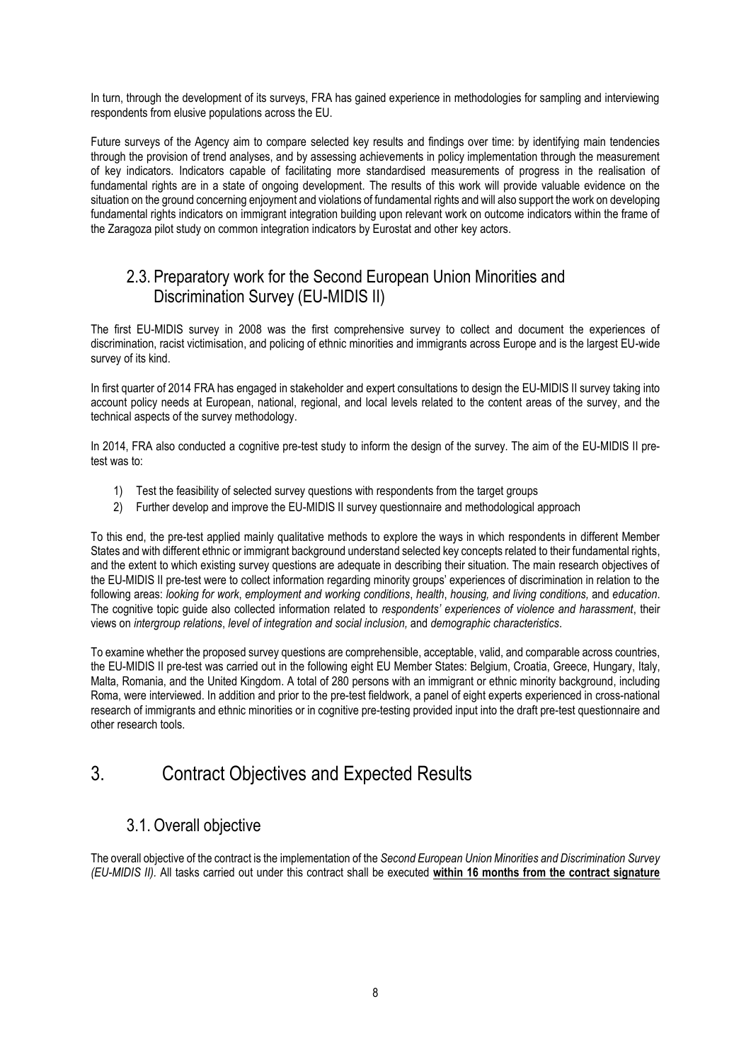In turn, through the development of its surveys, FRA has gained experience in methodologies for sampling and interviewing respondents from elusive populations across the EU.

Future surveys of the Agency aim to compare selected key results and findings over time: by identifying main tendencies through the provision of trend analyses, and by assessing achievements in policy implementation through the measurement of key indicators. Indicators capable of facilitating more standardised measurements of progress in the realisation of fundamental rights are in a state of ongoing development. The results of this work will provide valuable evidence on the situation on the ground concerning enjoyment and violations of fundamental rights and will also support the work on developing fundamental rights indicators on immigrant integration building upon relevant work on outcome indicators within the frame of the Zaragoza pilot study on common integration indicators by Eurostat and other key actors.

## 2.3. Preparatory work for the Second European Union Minorities and Discrimination Survey (EU-MIDIS II)

The first EU-MIDIS survey in 2008 was the first comprehensive survey to collect and document the experiences of discrimination, racist victimisation, and policing of ethnic minorities and immigrants across Europe and is the largest EU-wide survey of its kind.

In first quarter of 2014 FRA has engaged in stakeholder and expert consultations to design the EU-MIDIS II survey taking into account policy needs at European, national, regional, and local levels related to the content areas of the survey, and the technical aspects of the survey methodology.

In 2014, FRA also conducted a cognitive pre-test study to inform the design of the survey. The aim of the EU-MIDIS II pre-test was to:

1) Test the feasibility of selected survey questions with respondents from the target groups
2) Further develop and improve the EU-MIDIS II survey questionnaire and methodological approach

To this end, the pre-test applied mainly qualitative methods to explore the ways in which respondents in different Member States and with different ethnic or immigrant background understand selected key concepts related to their fundamental rights, and the extent to which existing survey questions are adequate in describing their situation. The main research objectives of the EU-MIDIS II pre-test were to collect information regarding minority groups' experiences of discrimination in relation to the following areas: *looking for work*, *employment and working conditions*, *health*, *housing, and living conditions,* and *education*. The cognitive topic guide also collected information related to *respondents' experiences of violence and harassment*, their views on *intergroup relations*, *level of integration and social inclusion,* and *demographic characteristics*.

To examine whether the proposed survey questions are comprehensible, acceptable, valid, and comparable across countries, the EU-MIDIS II pre-test was carried out in the following eight EU Member States: Belgium, Croatia, Greece, Hungary, Italy, Malta, Romania, and the United Kingdom. A total of 280 persons with an immigrant or ethnic minority background, including Roma, were interviewed. In addition and prior to the pre-test fieldwork, a panel of eight experts experienced in cross-national research of immigrants and ethnic minorities or in cognitive pre-testing provided input into the draft pre-test questionnaire and other research tools.

# 3. Contract Objectives and Expected Results

## 3.1. Overall objective

The overall objective of the contract is the implementation of the *Second European Union Minorities and Discrimination Survey (EU-MIDIS II)*. All tasks carried out under this contract shall be executed **within 16 months from the contract signature**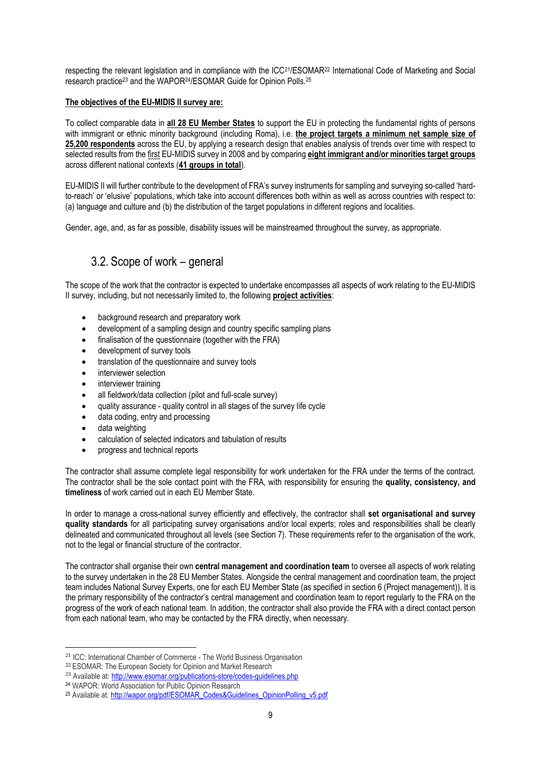respecting the relevant legislation and in compliance with the ICC[21]/ESOMAR[22] International Code of Marketing and Social research practice[23] and the WAPOR[24]/ESOMAR Guide for Opinion Polls.[25]

**The objectives of the EU-MIDIS II survey are:**

To collect comparable data in **all 28 EU Member States** to support the EU in protecting the fundamental rights of persons with immigrant or ethnic minority background (including Roma), i.e. **the project targets a minimum net sample size of 25,200 respondents** across the EU, by applying a research design that enables analysis of trends over time with respect to selected results from the first EU-MIDIS survey in 2008 and by comparing **eight immigrant and/or minorities target groups** across different national contexts (**41 groups in total**).

EU-MIDIS II will further contribute to the development of FRA's survey instruments for sampling and surveying so-called 'hard-to-reach' or 'elusive' populations, which take into account differences both within as well as across countries with respect to: (a) language and culture and (b) the distribution of the target populations in different regions and localities.

Gender, age, and, as far as possible, disability issues will be mainstreamed throughout the survey, as appropriate.

## 3.2. Scope of work – general

The scope of the work that the contractor is expected to undertake encompasses all aspects of work relating to the EU-MIDIS II survey, including, but not necessarily limited to, the following **project activities**:

- background research and preparatory work
- development of a sampling design and country specific sampling plans
- finalisation of the questionnaire (together with the FRA)
- development of survey tools
- translation of the questionnaire and survey tools
- interviewer selection
- interviewer training
- all fieldwork/data collection (pilot and full-scale survey)
- quality assurance - quality control in all stages of the survey life cycle
- data coding, entry and processing
- data weighting
- calculation of selected indicators and tabulation of results
- progress and technical reports

The contractor shall assume complete legal responsibility for work undertaken for the FRA under the terms of the contract. The contractor shall be the sole contact point with the FRA, with responsibility for ensuring the **quality, consistency, and timeliness** of work carried out in each EU Member State.

In order to manage a cross-national survey efficiently and effectively, the contractor shall **set organisational and survey quality standards** for all participating survey organisations and/or local experts; roles and responsibilities shall be clearly delineated and communicated throughout all levels (see Section 7). These requirements refer to the organisation of the work, not to the legal or financial structure of the contractor.

The contractor shall organise their own **central management and coordination team** to oversee all aspects of work relating to the survey undertaken in the 28 EU Member States. Alongside the central management and coordination team, the project team includes National Survey Experts, one for each EU Member State (as specified in section 6 (Project management)). It is the primary responsibility of the contractor's central management and coordination team to report regularly to the FRA on the progress of the work of each national team. In addition, the contractor shall also provide the FRA with a direct contact person from each national team, who may be contacted by the FRA directly, when necessary.

[21] ICC: International Chamber of Commerce - The World Business Organisation
[22] ESOMAR: The European Society for Opinion and Market Research
[23] Available at: http://www.esomar.org/publications-store/codes-guidelines.php
[24] WAPOR: World Association for Public Opinion Research
[25] Available at: http://wapor.org/pdf/ESOMAR_Codes&Guidelines_OpinionPolling_v5.pdf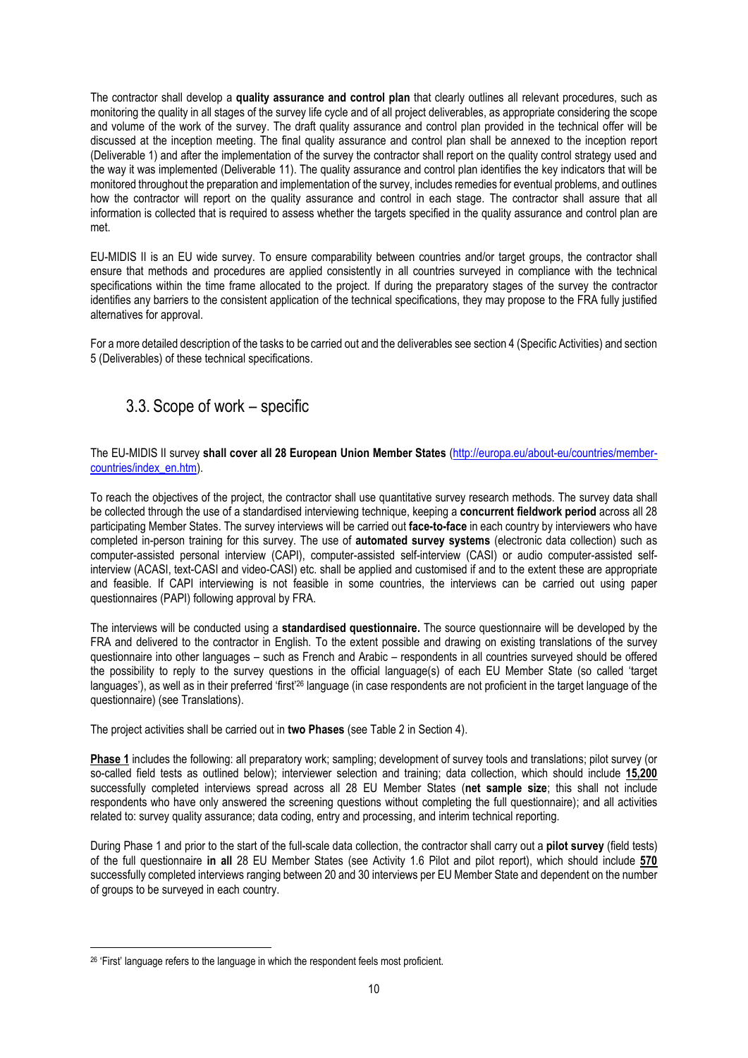The contractor shall develop a **quality assurance and control plan** that clearly outlines all relevant procedures, such as monitoring the quality in all stages of the survey life cycle and of all project deliverables, as appropriate considering the scope and volume of the work of the survey. The draft quality assurance and control plan provided in the technical offer will be discussed at the inception meeting. The final quality assurance and control plan shall be annexed to the inception report (Deliverable 1) and after the implementation of the survey the contractor shall report on the quality control strategy used and the way it was implemented (Deliverable 11). The quality assurance and control plan identifies the key indicators that will be monitored throughout the preparation and implementation of the survey, includes remedies for eventual problems, and outlines how the contractor will report on the quality assurance and control in each stage. The contractor shall assure that all information is collected that is required to assess whether the targets specified in the quality assurance and control plan are met.

EU-MIDIS II is an EU wide survey. To ensure comparability between countries and/or target groups, the contractor shall ensure that methods and procedures are applied consistently in all countries surveyed in compliance with the technical specifications within the time frame allocated to the project. If during the preparatory stages of the survey the contractor identifies any barriers to the consistent application of the technical specifications, they may propose to the FRA fully justified alternatives for approval.

For a more detailed description of the tasks to be carried out and the deliverables see section 4 (Specific Activities) and section 5 (Deliverables) of these technical specifications.

## 3.3. Scope of work – specific

The EU-MIDIS II survey **shall cover all 28 European Union Member States** (http://europa.eu/about-eu/countries/member-countries/index_en.htm).

To reach the objectives of the project, the contractor shall use quantitative survey research methods. The survey data shall be collected through the use of a standardised interviewing technique, keeping a **concurrent fieldwork period** across all 28 participating Member States. The survey interviews will be carried out **face-to-face** in each country by interviewers who have completed in-person training for this survey. The use of **automated survey systems** (electronic data collection) such as computer-assisted personal interview (CAPI), computer-assisted self-interview (CASI) or audio computer-assisted self-interview (ACASI, text-CASI and video-CASI) etc. shall be applied and customised if and to the extent these are appropriate and feasible. If CAPI interviewing is not feasible in some countries, the interviews can be carried out using paper questionnaires (PAPI) following approval by FRA.

The interviews will be conducted using a **standardised questionnaire.** The source questionnaire will be developed by the FRA and delivered to the contractor in English. To the extent possible and drawing on existing translations of the survey questionnaire into other languages – such as French and Arabic – respondents in all countries surveyed should be offered the possibility to reply to the survey questions in the official language(s) of each EU Member State (so called 'target languages'), as well as in their preferred 'first'[26] language (in case respondents are not proficient in the target language of the questionnaire) (see Translations).

The project activities shall be carried out in **two Phases** (see Table 2 in Section 4).

**Phase 1** includes the following: all preparatory work; sampling; development of survey tools and translations; pilot survey (or so-called field tests as outlined below); interviewer selection and training; data collection, which should include **15,200** successfully completed interviews spread across all 28 EU Member States (**net sample size**; this shall not include respondents who have only answered the screening questions without completing the full questionnaire); and all activities related to: survey quality assurance; data coding, entry and processing, and interim technical reporting.

During Phase 1 and prior to the start of the full-scale data collection, the contractor shall carry out a **pilot survey** (field tests) of the full questionnaire **in all** 28 EU Member States (see Activity 1.6 Pilot and pilot report), which should include **570** successfully completed interviews ranging between 20 and 30 interviews per EU Member State and dependent on the number of groups to be surveyed in each country.

[26] 'First' language refers to the language in which the respondent feels most proficient.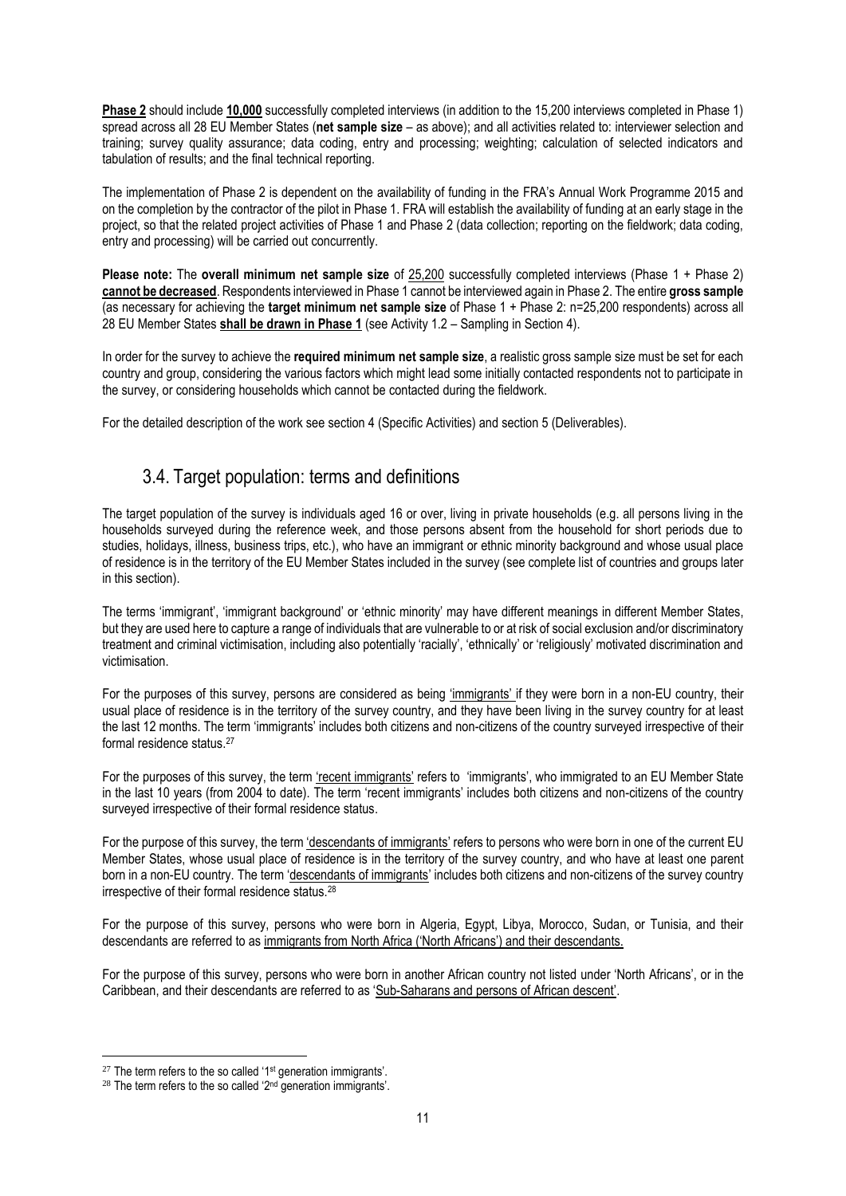**Phase 2** should include **10,000** successfully completed interviews (in addition to the 15,200 interviews completed in Phase 1) spread across all 28 EU Member States (**net sample size** – as above); and all activities related to: interviewer selection and training; survey quality assurance; data coding, entry and processing; weighting; calculation of selected indicators and tabulation of results; and the final technical reporting.

The implementation of Phase 2 is dependent on the availability of funding in the FRA's Annual Work Programme 2015 and on the completion by the contractor of the pilot in Phase 1. FRA will establish the availability of funding at an early stage in the project, so that the related project activities of Phase 1 and Phase 2 (data collection; reporting on the fieldwork; data coding, entry and processing) will be carried out concurrently.

**Please note:** The **overall minimum net sample size** of 25,200 successfully completed interviews (Phase 1 + Phase 2) **cannot be decreased**. Respondents interviewed in Phase 1 cannot be interviewed again in Phase 2. The entire **gross sample** (as necessary for achieving the **target minimum net sample size** of Phase 1 + Phase 2: n=25,200 respondents) across all 28 EU Member States **shall be drawn in Phase 1** (see Activity 1.2 – Sampling in Section 4).

In order for the survey to achieve the **required minimum net sample size**, a realistic gross sample size must be set for each country and group, considering the various factors which might lead some initially contacted respondents not to participate in the survey, or considering households which cannot be contacted during the fieldwork.

For the detailed description of the work see section 4 (Specific Activities) and section 5 (Deliverables).

## 3.4. Target population: terms and definitions

The target population of the survey is individuals aged 16 or over, living in private households (e.g. all persons living in the households surveyed during the reference week, and those persons absent from the household for short periods due to studies, holidays, illness, business trips, etc.), who have an immigrant or ethnic minority background and whose usual place of residence is in the territory of the EU Member States included in the survey (see complete list of countries and groups later in this section).

The terms 'immigrant', 'immigrant background' or 'ethnic minority' may have different meanings in different Member States, but they are used here to capture a range of individuals that are vulnerable to or at risk of social exclusion and/or discriminatory treatment and criminal victimisation, including also potentially 'racially', 'ethnically' or 'religiously' motivated discrimination and victimisation.

For the purposes of this survey, persons are considered as being 'immigrants' if they were born in a non-EU country, their usual place of residence is in the territory of the survey country, and they have been living in the survey country for at least the last 12 months. The term 'immigrants' includes both citizens and non-citizens of the country surveyed irrespective of their formal residence status.[27]

For the purposes of this survey, the term 'recent immigrants' refers to 'immigrants', who immigrated to an EU Member State in the last 10 years (from 2004 to date). The term 'recent immigrants' includes both citizens and non-citizens of the country surveyed irrespective of their formal residence status.

For the purpose of this survey, the term 'descendants of immigrants' refers to persons who were born in one of the current EU Member States, whose usual place of residence is in the territory of the survey country, and who have at least one parent born in a non-EU country. The term 'descendants of immigrants' includes both citizens and non-citizens of the survey country irrespective of their formal residence status.[28]

For the purpose of this survey, persons who were born in Algeria, Egypt, Libya, Morocco, Sudan, or Tunisia, and their descendants are referred to as immigrants from North Africa ('North Africans') and their descendants.

For the purpose of this survey, persons who were born in another African country not listed under 'North Africans', or in the Caribbean, and their descendants are referred to as 'Sub-Saharans and persons of African descent'.

---

[27] The term refers to the so called '1st generation immigrants'.

[28] The term refers to the so called '2nd generation immigrants'.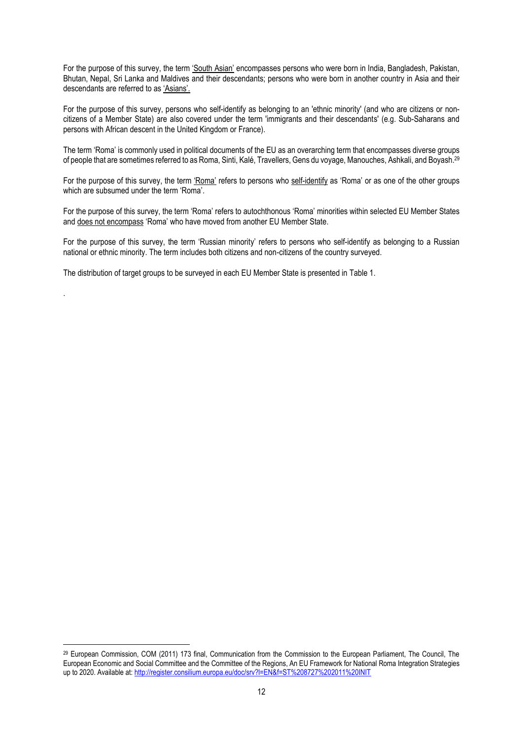For the purpose of this survey, the term 'South Asian' encompasses persons who were born in India, Bangladesh, Pakistan, Bhutan, Nepal, Sri Lanka and Maldives and their descendants; persons who were born in another country in Asia and their descendants are referred to as 'Asians'.

For the purpose of this survey, persons who self-identify as belonging to an 'ethnic minority' (and who are citizens or non-citizens of a Member State) are also covered under the term 'immigrants and their descendants' (e.g. Sub-Saharans and persons with African descent in the United Kingdom or France).

The term 'Roma' is commonly used in political documents of the EU as an overarching term that encompasses diverse groups of people that are sometimes referred to as Roma, Sinti, Kalé, Travellers, Gens du voyage, Manouches, Ashkali, and Boyash.[29]

For the purpose of this survey, the term 'Roma' refers to persons who self-identify as 'Roma' or as one of the other groups which are subsumed under the term 'Roma'.

For the purpose of this survey, the term 'Roma' refers to autochthonous 'Roma' minorities within selected EU Member States and does not encompass 'Roma' who have moved from another EU Member State.

For the purpose of this survey, the term 'Russian minority' refers to persons who self-identify as belonging to a Russian national or ethnic minority. The term includes both citizens and non-citizens of the country surveyed.

The distribution of target groups to be surveyed in each EU Member State is presented in Table 1.

.

[29] European Commission, COM (2011) 173 final, Communication from the Commission to the European Parliament, The Council, The European Economic and Social Committee and the Committee of the Regions, An EU Framework for National Roma Integration Strategies up to 2020. Available at: http://register.consilium.europa.eu/doc/srv?l=EN&f=ST%208727%202011%20INIT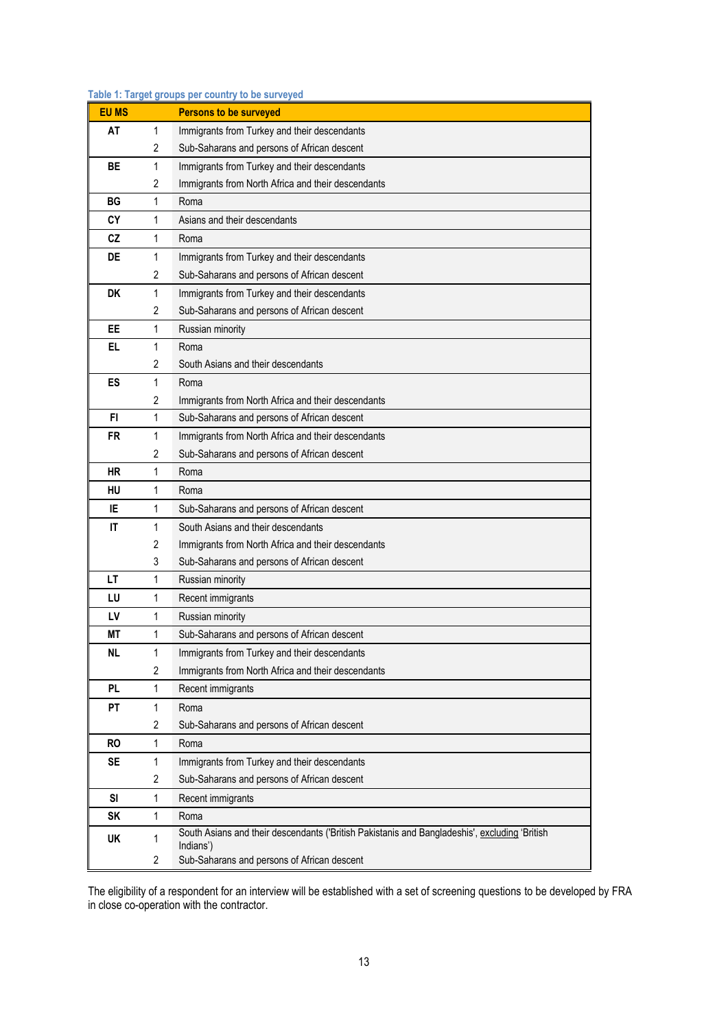Table 1: Target groups per country to be surveyed

| EU MS | | Persons to be surveyed |
|---|---|---|
| AT | 1 | Immigrants from Turkey and their descendants |
| | 2 | Sub-Saharans and persons of African descent |
| BE | 1 | Immigrants from Turkey and their descendants |
| | 2 | Immigrants from North Africa and their descendants |
| BG | 1 | Roma |
| CY | 1 | Asians and their descendants |
| CZ | 1 | Roma |
| DE | 1 | Immigrants from Turkey and their descendants |
| | 2 | Sub-Saharans and persons of African descent |
| DK | 1 | Immigrants from Turkey and their descendants |
| | 2 | Sub-Saharans and persons of African descent |
| EE | 1 | Russian minority |
| EL | 1 | Roma |
| | 2 | South Asians and their descendants |
| ES | 1 | Roma |
| | 2 | Immigrants from North Africa and their descendants |
| FI | 1 | Sub-Saharans and persons of African descent |
| FR | 1 | Immigrants from North Africa and their descendants |
| | 2 | Sub-Saharans and persons of African descent |
| HR | 1 | Roma |
| HU | 1 | Roma |
| IE | 1 | Sub-Saharans and persons of African descent |
| IT | 1 | South Asians and their descendants |
| | 2 | Immigrants from North Africa and their descendants |
| | 3 | Sub-Saharans and persons of African descent |
| LT | 1 | Russian minority |
| LU | 1 | Recent immigrants |
| LV | 1 | Russian minority |
| MT | 1 | Sub-Saharans and persons of African descent |
| NL | 1 | Immigrants from Turkey and their descendants |
| | 2 | Immigrants from North Africa and their descendants |
| PL | 1 | Recent immigrants |
| PT | 1 | Roma |
| | 2 | Sub-Saharans and persons of African descent |
| RO | 1 | Roma |
| SE | 1 | Immigrants from Turkey and their descendants |
| | 2 | Sub-Saharans and persons of African descent |
| SI | 1 | Recent immigrants |
| SK | 1 | Roma |
| UK | 1 | South Asians and their descendants ('British Pakistanis and Bangladeshis', excluding 'British Indians') |
| | 2 | Sub-Saharans and persons of African descent |

The eligibility of a respondent for an interview will be established with a set of screening questions to be developed by FRA in close co-operation with the contractor.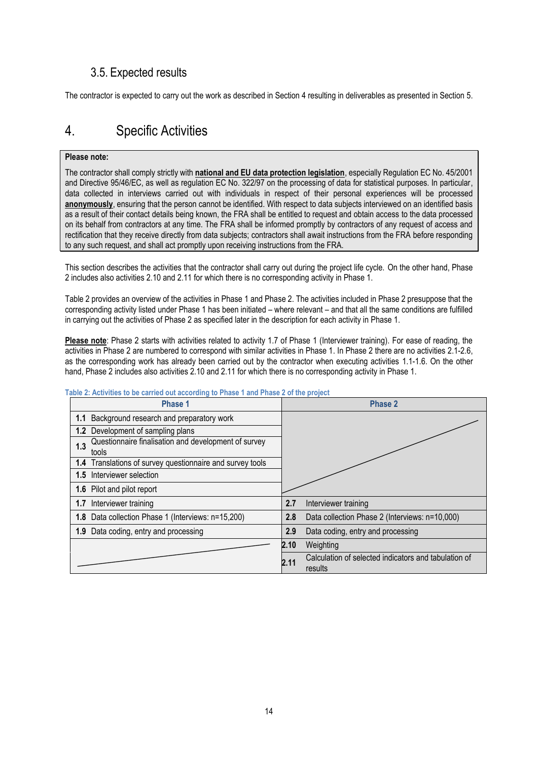### 3.5. Expected results

The contractor is expected to carry out the work as described in Section 4 resulting in deliverables as presented in Section 5.

# 4. Specific Activities

> **Please note:**
>
> The contractor shall comply strictly with **national and EU data protection legislation**, especially Regulation EC No. 45/2001 and Directive 95/46/EC, as well as regulation EC No. 322/97 on the processing of data for statistical purposes. In particular, data collected in interviews carried out with individuals in respect of their personal experiences will be processed **anonymously**, ensuring that the person cannot be identified. With respect to data subjects interviewed on an identified basis as a result of their contact details being known, the FRA shall be entitled to request and obtain access to the data processed on its behalf from contractors at any time. The FRA shall be informed promptly by contractors of any request of access and rectification that they receive directly from data subjects; contractors shall await instructions from the FRA before responding to any such request, and shall act promptly upon receiving instructions from the FRA.

This section describes the activities that the contractor shall carry out during the project life cycle. On the other hand, Phase 2 includes also activities 2.10 and 2.11 for which there is no corresponding activity in Phase 1.

Table 2 provides an overview of the activities in Phase 1 and Phase 2. The activities included in Phase 2 presuppose that the corresponding activity listed under Phase 1 has been initiated – where relevant – and that all the same conditions are fulfilled in carrying out the activities of Phase 2 as specified later in the description for each activity in Phase 1.

**Please note**: Phase 2 starts with activities related to activity 1.7 of Phase 1 (Interviewer training). For ease of reading, the activities in Phase 2 are numbered to correspond with similar activities in Phase 1. In Phase 2 there are no activities 2.1-2.6, as the corresponding work has already been carried out by the contractor when executing activities 1.1-1.6. On the other hand, Phase 2 includes also activities 2.10 and 2.11 for which there is no corresponding activity in Phase 1.

Table 2: Activities to be carried out according to Phase 1 and Phase 2 of the project

| Phase 1 | Phase 2 |
|---|---|
| **1.1** Background research and preparatory work | |
| **1.2** Development of sampling plans | |
| **1.3** Questionnaire finalisation and development of survey tools | |
| **1.4** Translations of survey questionnaire and survey tools | |
| **1.5** Interviewer selection | |
| **1.6** Pilot and pilot report | |
| **1.7** Interviewer training | **2.7** Interviewer training |
| **1.8** Data collection Phase 1 (Interviews: n=15,200) | **2.8** Data collection Phase 2 (Interviews: n=10,000) |
| **1.9** Data coding, entry and processing | **2.9** Data coding, entry and processing |
| | **2.10** Weighting |
| | **2.11** Calculation of selected indicators and tabulation of results |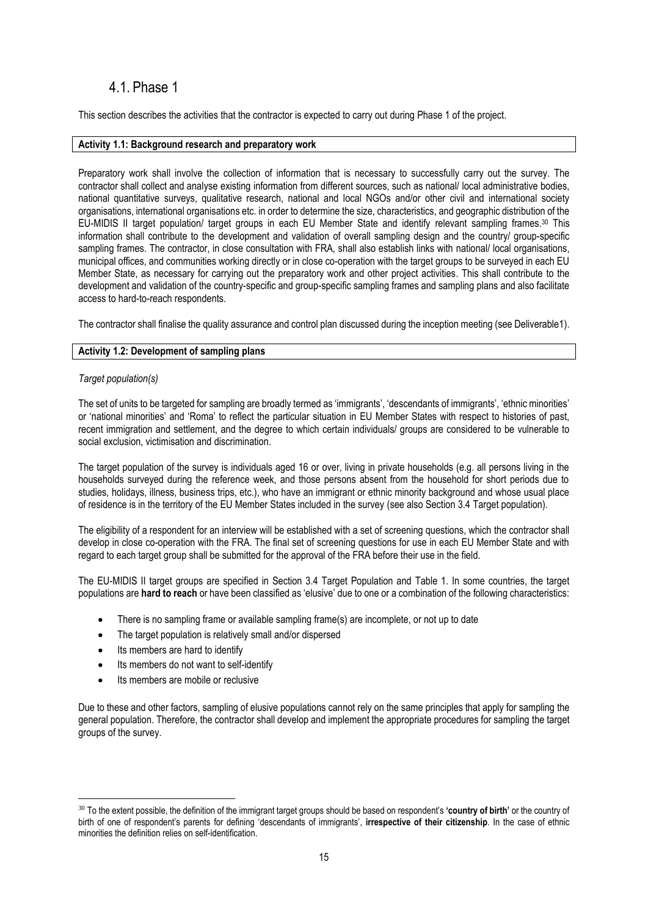## 4.1. Phase 1

This section describes the activities that the contractor is expected to carry out during Phase 1 of the project.

**Activity 1.1: Background research and preparatory work**

Preparatory work shall involve the collection of information that is necessary to successfully carry out the survey. The contractor shall collect and analyse existing information from different sources, such as national/ local administrative bodies, national quantitative surveys, qualitative research, national and local NGOs and/or other civil and international society organisations, international organisations etc. in order to determine the size, characteristics, and geographic distribution of the EU-MIDIS II target population/ target groups in each EU Member State and identify relevant sampling frames.[30] This information shall contribute to the development and validation of overall sampling design and the country/ group-specific sampling frames. The contractor, in close consultation with FRA, shall also establish links with national/ local organisations, municipal offices, and communities working directly or in close co-operation with the target groups to be surveyed in each EU Member State, as necessary for carrying out the preparatory work and other project activities. This shall contribute to the development and validation of the country-specific and group-specific sampling frames and sampling plans and also facilitate access to hard-to-reach respondents.

The contractor shall finalise the quality assurance and control plan discussed during the inception meeting (see Deliverable1).

**Activity 1.2: Development of sampling plans**

*Target population(s)*

The set of units to be targeted for sampling are broadly termed as 'immigrants', 'descendants of immigrants', 'ethnic minorities' or 'national minorities' and 'Roma' to reflect the particular situation in EU Member States with respect to histories of past, recent immigration and settlement, and the degree to which certain individuals/ groups are considered to be vulnerable to social exclusion, victimisation and discrimination.

The target population of the survey is individuals aged 16 or over, living in private households (e.g. all persons living in the households surveyed during the reference week, and those persons absent from the household for short periods due to studies, holidays, illness, business trips, etc.), who have an immigrant or ethnic minority background and whose usual place of residence is in the territory of the EU Member States included in the survey (see also Section 3.4 Target population).

The eligibility of a respondent for an interview will be established with a set of screening questions, which the contractor shall develop in close co-operation with the FRA. The final set of screening questions for use in each EU Member State and with regard to each target group shall be submitted for the approval of the FRA before their use in the field.

The EU-MIDIS II target groups are specified in Section 3.4 Target Population and Table 1. In some countries, the target populations are **hard to reach** or have been classified as 'elusive' due to one or a combination of the following characteristics:

- There is no sampling frame or available sampling frame(s) are incomplete, or not up to date
- The target population is relatively small and/or dispersed
- Its members are hard to identify
- Its members do not want to self-identify
- Its members are mobile or reclusive

Due to these and other factors, sampling of elusive populations cannot rely on the same principles that apply for sampling the general population. Therefore, the contractor shall develop and implement the appropriate procedures for sampling the target groups of the survey.

---

[30] To the extent possible, the definition of the immigrant target groups should be based on respondent's **'country of birth'** or the country of birth of one of respondent's parents for defining 'descendants of immigrants', **irrespective of their citizenship**. In the case of ethnic minorities the definition relies on self-identification.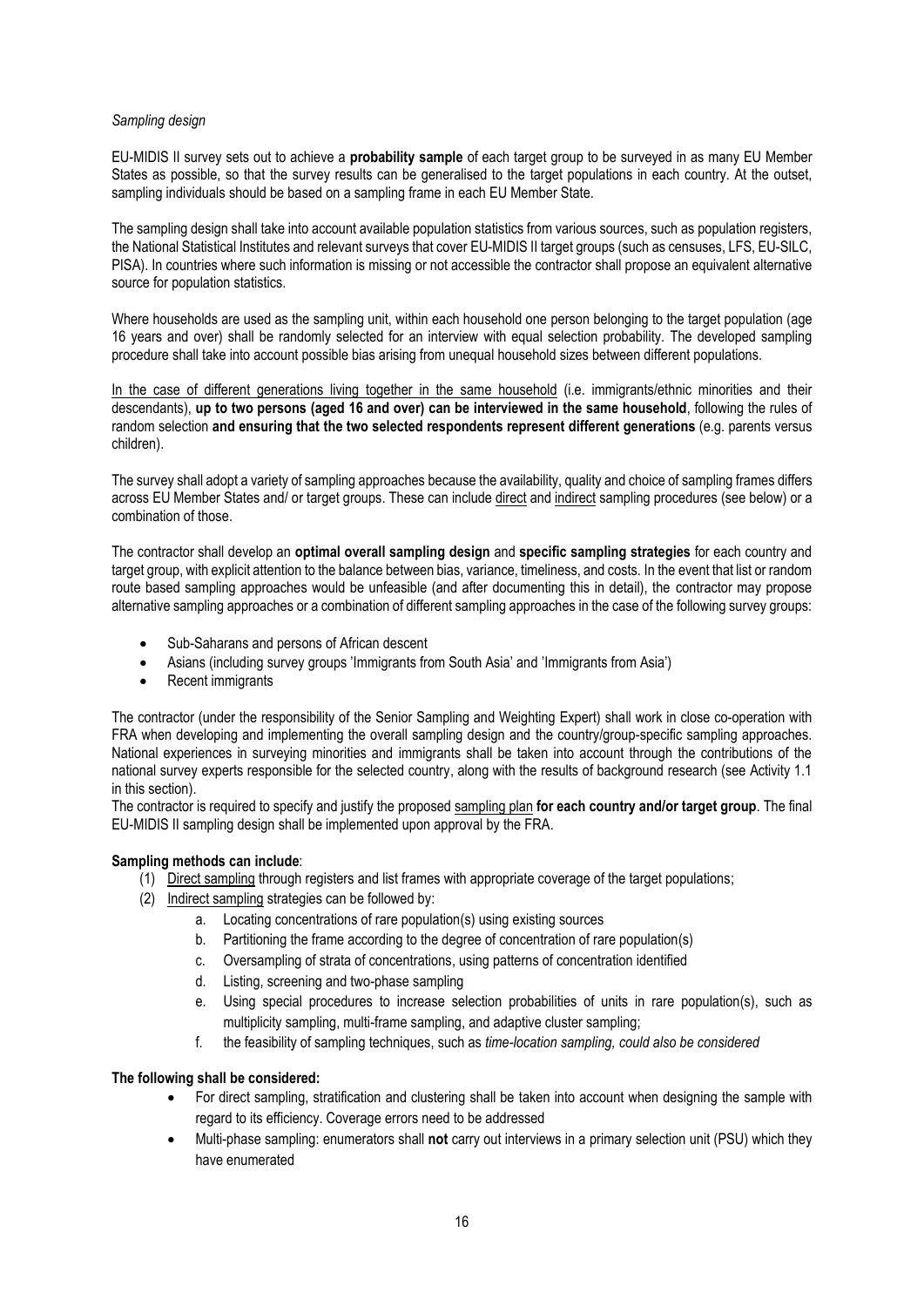*Sampling design*

EU-MIDIS II survey sets out to achieve a **probability sample** of each target group to be surveyed in as many EU Member States as possible, so that the survey results can be generalised to the target populations in each country. At the outset, sampling individuals should be based on a sampling frame in each EU Member State.

The sampling design shall take into account available population statistics from various sources, such as population registers, the National Statistical Institutes and relevant surveys that cover EU-MIDIS II target groups (such as censuses, LFS, EU-SILC, PISA). In countries where such information is missing or not accessible the contractor shall propose an equivalent alternative source for population statistics.

Where households are used as the sampling unit, within each household one person belonging to the target population (age 16 years and over) shall be randomly selected for an interview with equal selection probability. The developed sampling procedure shall take into account possible bias arising from unequal household sizes between different populations.

In the case of different generations living together in the same household (i.e. immigrants/ethnic minorities and their descendants), **up to two persons (aged 16 and over) can be interviewed in the same household**, following the rules of random selection **and ensuring that the two selected respondents represent different generations** (e.g. parents versus children).

The survey shall adopt a variety of sampling approaches because the availability, quality and choice of sampling frames differs across EU Member States and/ or target groups. These can include direct and indirect sampling procedures (see below) or a combination of those.

The contractor shall develop an **optimal overall sampling design** and **specific sampling strategies** for each country and target group, with explicit attention to the balance between bias, variance, timeliness, and costs. In the event that list or random route based sampling approaches would be unfeasible (and after documenting this in detail), the contractor may propose alternative sampling approaches or a combination of different sampling approaches in the case of the following survey groups:

- Sub-Saharans and persons of African descent
- Asians (including survey groups 'Immigrants from South Asia' and 'Immigrants from Asia')
- Recent immigrants

The contractor (under the responsibility of the Senior Sampling and Weighting Expert) shall work in close co-operation with FRA when developing and implementing the overall sampling design and the country/group-specific sampling approaches. National experiences in surveying minorities and immigrants shall be taken into account through the contributions of the national survey experts responsible for the selected country, along with the results of background research (see Activity 1.1 in this section).

The contractor is required to specify and justify the proposed sampling plan **for each country and/or target group**. The final EU-MIDIS II sampling design shall be implemented upon approval by the FRA.

**Sampling methods can include**:

(1) Direct sampling through registers and list frames with appropriate coverage of the target populations;

(2) Indirect sampling strategies can be followed by:

  a. Locating concentrations of rare population(s) using existing sources
  b. Partitioning the frame according to the degree of concentration of rare population(s)
  c. Oversampling of strata of concentrations, using patterns of concentration identified
  d. Listing, screening and two-phase sampling
  e. Using special procedures to increase selection probabilities of units in rare population(s), such as multiplicity sampling, multi-frame sampling, and adaptive cluster sampling;
  f. the feasibility of sampling techniques, such as *time-location sampling, could also be considered*

**The following shall be considered:**

- For direct sampling, stratification and clustering shall be taken into account when designing the sample with regard to its efficiency. Coverage errors need to be addressed
- Multi-phase sampling: enumerators shall **not** carry out interviews in a primary selection unit (PSU) which they have enumerated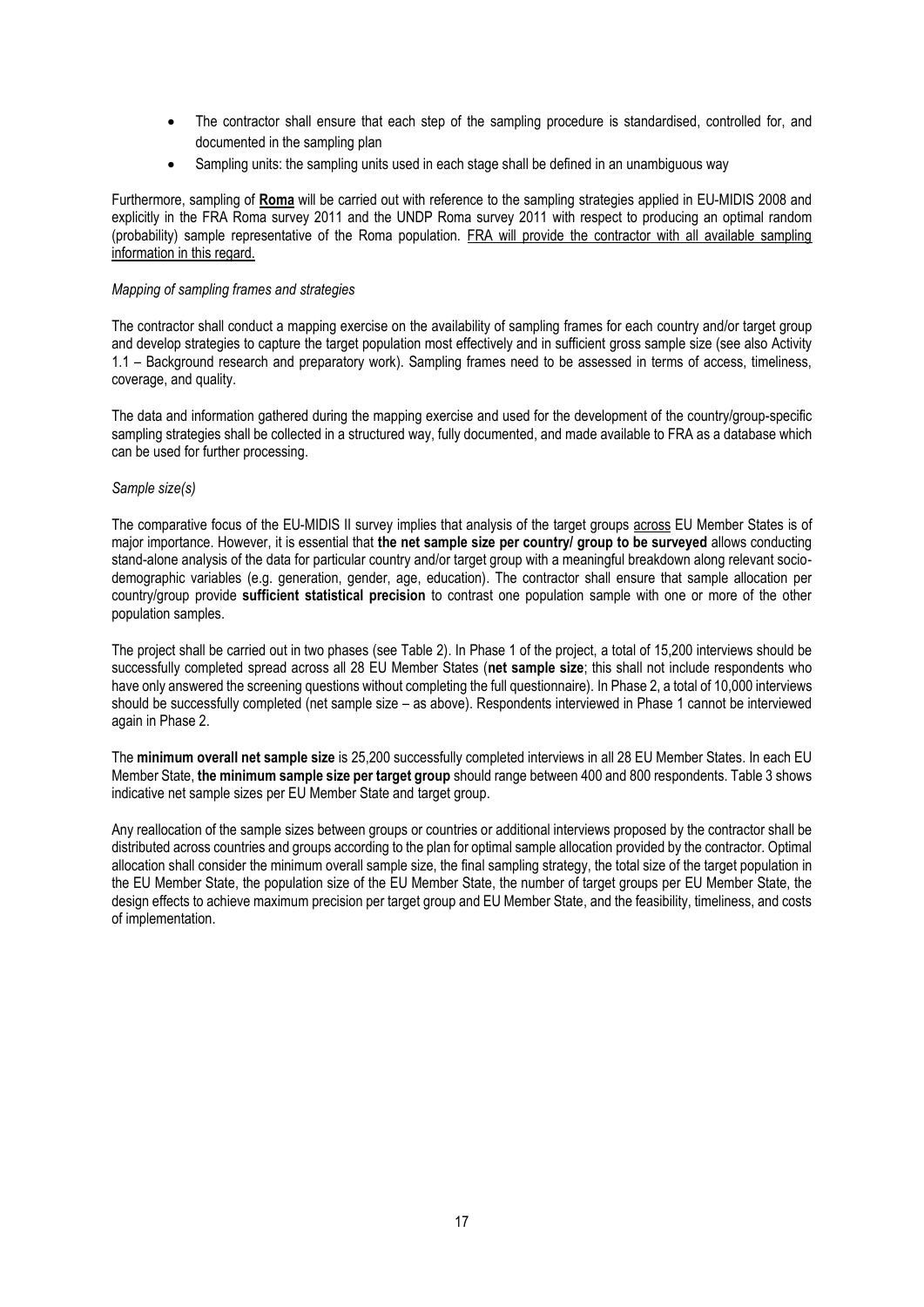- The contractor shall ensure that each step of the sampling procedure is standardised, controlled for, and documented in the sampling plan
- Sampling units: the sampling units used in each stage shall be defined in an unambiguous way

Furthermore, sampling of <u>**Roma**</u> will be carried out with reference to the sampling strategies applied in EU-MIDIS 2008 and explicitly in the FRA Roma survey 2011 and the UNDP Roma survey 2011 with respect to producing an optimal random (probability) sample representative of the Roma population. <u>FRA will provide the contractor with all available sampling information in this regard.</u>

*Mapping of sampling frames and strategies*

The contractor shall conduct a mapping exercise on the availability of sampling frames for each country and/or target group and develop strategies to capture the target population most effectively and in sufficient gross sample size (see also Activity 1.1 – Background research and preparatory work). Sampling frames need to be assessed in terms of access, timeliness, coverage, and quality.

The data and information gathered during the mapping exercise and used for the development of the country/group-specific sampling strategies shall be collected in a structured way, fully documented, and made available to FRA as a database which can be used for further processing.

*Sample size(s)*

The comparative focus of the EU-MIDIS II survey implies that analysis of the target groups <u>across</u> EU Member States is of major importance. However, it is essential that **the net sample size per country/ group to be surveyed** allows conducting stand-alone analysis of the data for particular country and/or target group with a meaningful breakdown along relevant socio-demographic variables (e.g. generation, gender, age, education). The contractor shall ensure that sample allocation per country/group provide **sufficient statistical precision** to contrast one population sample with one or more of the other population samples.

The project shall be carried out in two phases (see Table 2). In Phase 1 of the project, a total of 15,200 interviews should be successfully completed spread across all 28 EU Member States (**net sample size**; this shall not include respondents who have only answered the screening questions without completing the full questionnaire). In Phase 2, a total of 10,000 interviews should be successfully completed (net sample size – as above). Respondents interviewed in Phase 1 cannot be interviewed again in Phase 2.

The **minimum overall net sample size** is 25,200 successfully completed interviews in all 28 EU Member States. In each EU Member State, **the minimum sample size per target group** should range between 400 and 800 respondents. Table 3 shows indicative net sample sizes per EU Member State and target group.

Any reallocation of the sample sizes between groups or countries or additional interviews proposed by the contractor shall be distributed across countries and groups according to the plan for optimal sample allocation provided by the contractor. Optimal allocation shall consider the minimum overall sample size, the final sampling strategy, the total size of the target population in the EU Member State, the population size of the EU Member State, the number of target groups per EU Member State, the design effects to achieve maximum precision per target group and EU Member State, and the feasibility, timeliness, and costs of implementation.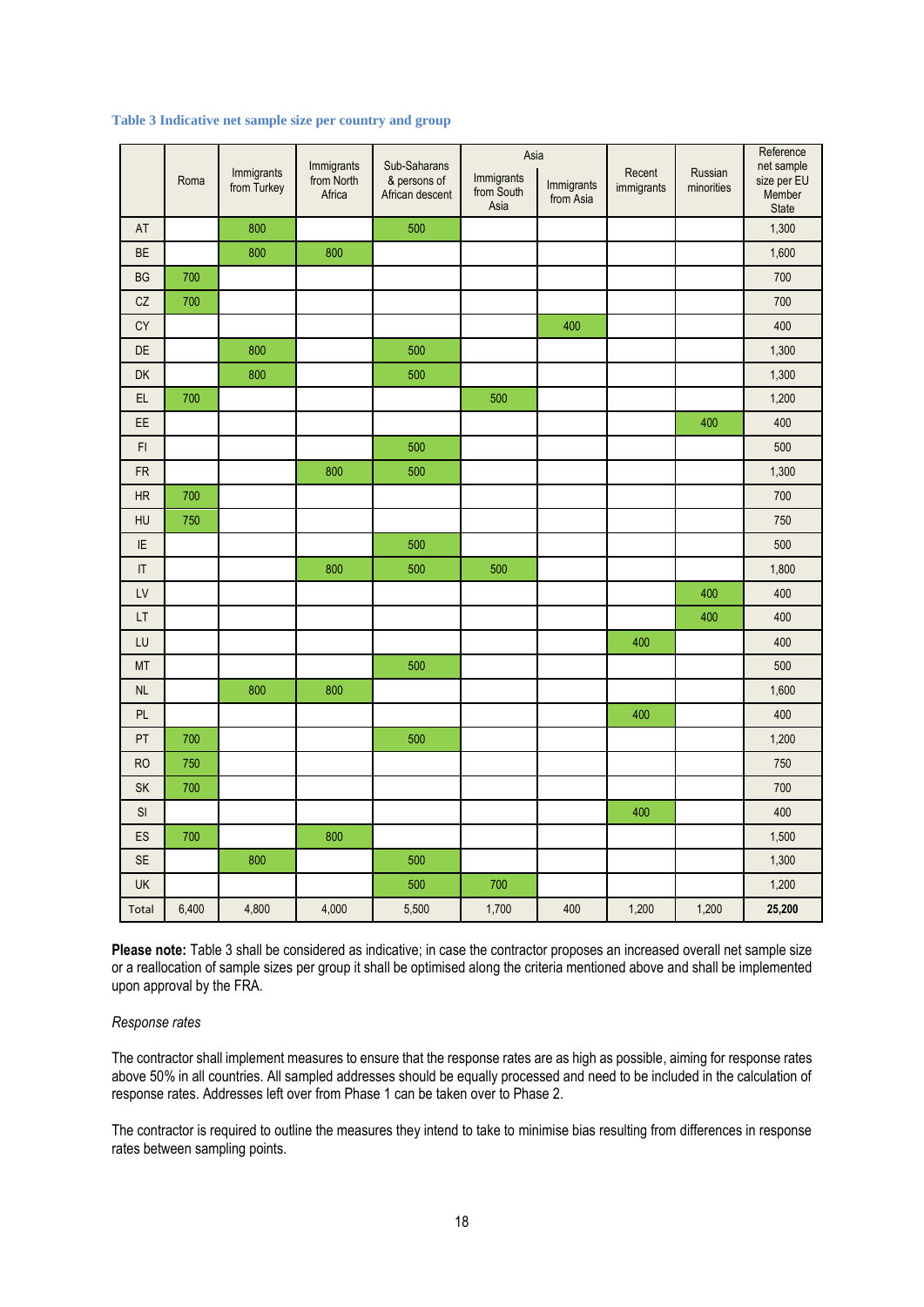**Table 3 Indicative net sample size per country and group**

| | Roma | Immigrants from Turkey | Immigrants from North Africa | Sub-Saharans & persons of African descent | Asia | | Recent immigrants | Russian minorities | Reference net sample size per EU Member State |
|---|---|---|---|---|---|---|---|---|---|
| | | | | | Immigrants from South Asia | Immigrants from Asia | | | |
| AT | | 800 | | 500 | | | | | 1,300 |
| BE | | 800 | 800 | | | | | | 1,600 |
| BG | 700 | | | | | | | | 700 |
| CZ | 700 | | | | | | | | 700 |
| CY | | | | | | 400 | | | 400 |
| DE | | 800 | | 500 | | | | | 1,300 |
| DK | | 800 | | 500 | | | | | 1,300 |
| EL | 700 | | | | 500 | | | | 1,200 |
| EE | | | | | | | | 400 | 400 |
| FI | | | | 500 | | | | | 500 |
| FR | | | 800 | 500 | | | | | 1,300 |
| HR | 700 | | | | | | | | 700 |
| HU | 750 | | | | | | | | 750 |
| IE | | | | 500 | | | | | 500 |
| IT | | | 800 | 500 | 500 | | | | 1,800 |
| LV | | | | | | | | 400 | 400 |
| LT | | | | | | | | 400 | 400 |
| LU | | | | | | | 400 | | 400 |
| MT | | | | 500 | | | | | 500 |
| NL | | 800 | 800 | | | | | | 1,600 |
| PL | | | | | | | 400 | | 400 |
| PT | 700 | | | 500 | | | | | 1,200 |
| RO | 750 | | | | | | | | 750 |
| SK | 700 | | | | | | | | 700 |
| SI | | | | | | | 400 | | 400 |
| ES | 700 | | 800 | | | | | | 1,500 |
| SE | | 800 | | 500 | | | | | 1,300 |
| UK | | | | 500 | 700 | | | | 1,200 |
| Total | 6,400 | 4,800 | 4,000 | 5,500 | 1,700 | 400 | 1,200 | 1,200 | **25,200** |

**Please note:** Table 3 shall be considered as indicative; in case the contractor proposes an increased overall net sample size or a reallocation of sample sizes per group it shall be optimised along the criteria mentioned above and shall be implemented upon approval by the FRA.

*Response rates*

The contractor shall implement measures to ensure that the response rates are as high as possible, aiming for response rates above 50% in all countries. All sampled addresses should be equally processed and need to be included in the calculation of response rates. Addresses left over from Phase 1 can be taken over to Phase 2.

The contractor is required to outline the measures they intend to take to minimise bias resulting from differences in response rates between sampling points.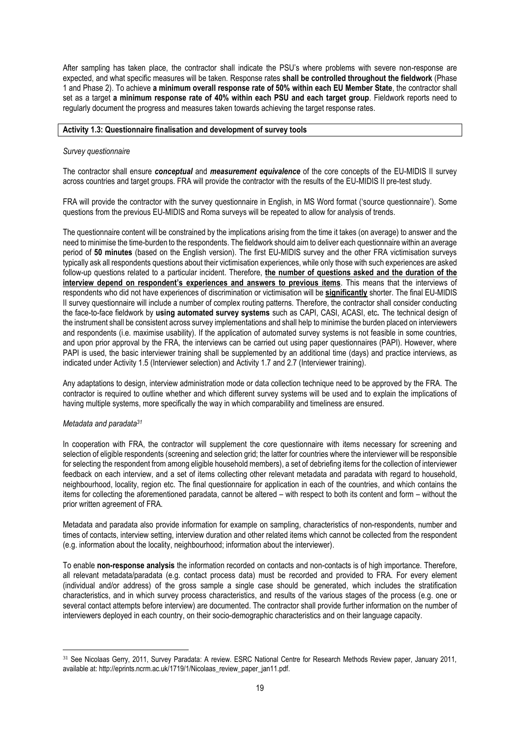After sampling has taken place, the contractor shall indicate the PSU's where problems with severe non-response are expected, and what specific measures will be taken. Response rates **shall be controlled throughout the fieldwork** (Phase 1 and Phase 2). To achieve **a minimum overall response rate of 50% within each EU Member State**, the contractor shall set as a target **a minimum response rate of 40% within each PSU and each target group**. Fieldwork reports need to regularly document the progress and measures taken towards achieving the target response rates.

### Activity 1.3: Questionnaire finalisation and development of survey tools

*Survey questionnaire*

The contractor shall ensure ***conceptual*** and ***measurement equivalence*** of the core concepts of the EU-MIDIS II survey across countries and target groups. FRA will provide the contractor with the results of the EU-MIDIS II pre-test study.

FRA will provide the contractor with the survey questionnaire in English, in MS Word format ('source questionnaire'). Some questions from the previous EU-MIDIS and Roma surveys will be repeated to allow for analysis of trends.

The questionnaire content will be constrained by the implications arising from the time it takes (on average) to answer and the need to minimise the time-burden to the respondents. The fieldwork should aim to deliver each questionnaire within an average period of **50 minutes** (based on the English version). The first EU-MIDIS survey and the other FRA victimisation surveys typically ask all respondents questions about their victimisation experiences, while only those with such experiences are asked follow-up questions related to a particular incident. Therefore, **the number of questions asked and the duration of the interview depend on respondent's experiences and answers to previous items**. This means that the interviews of respondents who did not have experiences of discrimination or victimisation will be **significantly** shorter. The final EU-MIDIS II survey questionnaire will include a number of complex routing patterns. Therefore, the contractor shall consider conducting the face-to-face fieldwork by **using automated survey systems** such as CAPI, CASI, ACASI, etc**.** The technical design of the instrument shall be consistent across survey implementations and shall help to minimise the burden placed on interviewers and respondents (i.e. maximise usability). If the application of automated survey systems is not feasible in some countries, and upon prior approval by the FRA, the interviews can be carried out using paper questionnaires (PAPI). However, where PAPI is used, the basic interviewer training shall be supplemented by an additional time (days) and practice interviews, as indicated under Activity 1.5 (Interviewer selection) and Activity 1.7 and 2.7 (Interviewer training).

Any adaptations to design, interview administration mode or data collection technique need to be approved by the FRA. The contractor is required to outline whether and which different survey systems will be used and to explain the implications of having multiple systems, more specifically the way in which comparability and timeliness are ensured.

*Metadata and paradata*[31]

In cooperation with FRA, the contractor will supplement the core questionnaire with items necessary for screening and selection of eligible respondents (screening and selection grid; the latter for countries where the interviewer will be responsible for selecting the respondent from among eligible household members), a set of debriefing items for the collection of interviewer feedback on each interview, and a set of items collecting other relevant metadata and paradata with regard to household, neighbourhood, locality, region etc. The final questionnaire for application in each of the countries, and which contains the items for collecting the aforementioned paradata, cannot be altered – with respect to both its content and form – without the prior written agreement of FRA.

Metadata and paradata also provide information for example on sampling, characteristics of non-respondents, number and times of contacts, interview setting, interview duration and other related items which cannot be collected from the respondent (e.g. information about the locality, neighbourhood; information about the interviewer).

To enable **non-response analysis** the information recorded on contacts and non-contacts is of high importance. Therefore, all relevant metadata/paradata (e.g. contact process data) must be recorded and provided to FRA. For every element (individual and/or address) of the gross sample a single case should be generated, which includes the stratification characteristics, and in which survey process characteristics, and results of the various stages of the process (e.g. one or several contact attempts before interview) are documented. The contractor shall provide further information on the number of interviewers deployed in each country, on their socio-demographic characteristics and on their language capacity.

---

[31] See Nicolaas Gerry, 2011, Survey Paradata: A review. ESRC National Centre for Research Methods Review paper, January 2011, available at: http://eprints.ncrm.ac.uk/1719/1/Nicolaas_review_paper_jan11.pdf.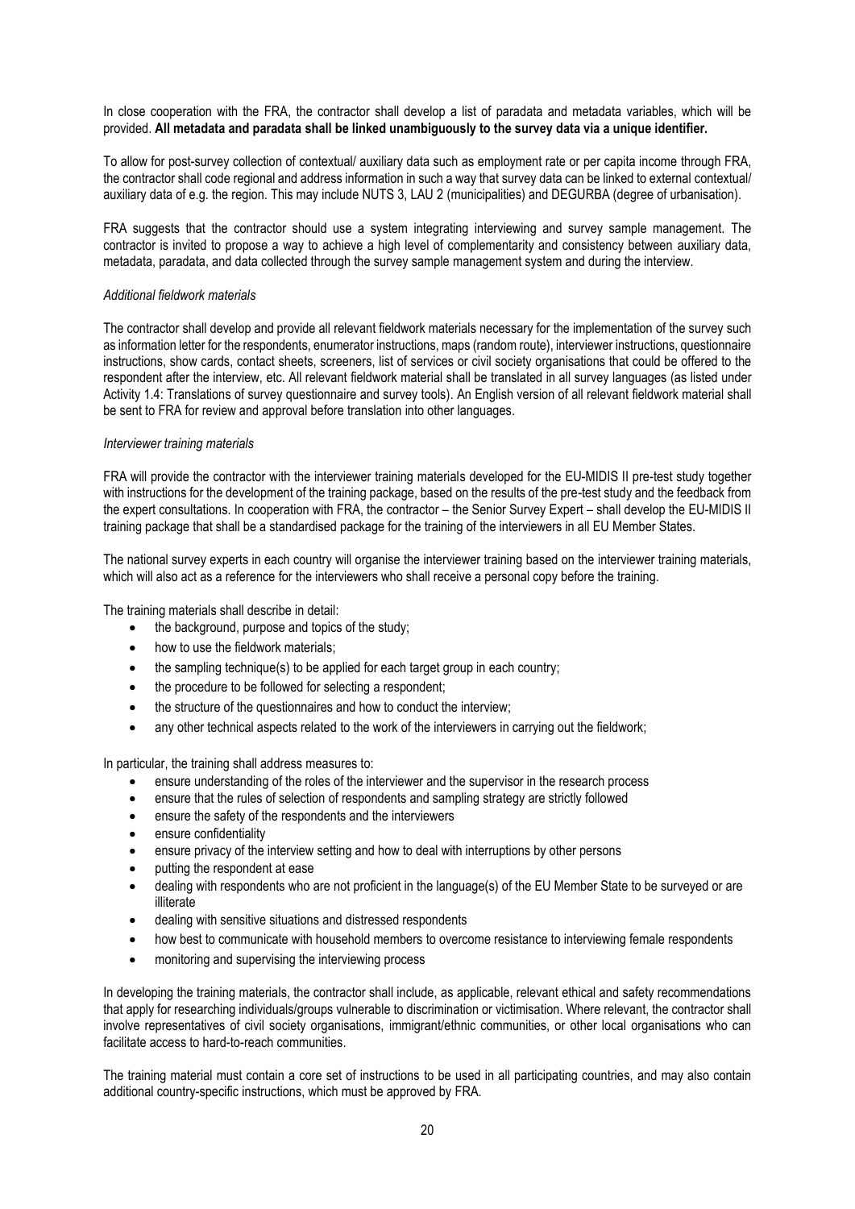In close cooperation with the FRA, the contractor shall develop a list of paradata and metadata variables, which will be provided. **All metadata and paradata shall be linked unambiguously to the survey data via a unique identifier.**

To allow for post-survey collection of contextual/ auxiliary data such as employment rate or per capita income through FRA, the contractor shall code regional and address information in such a way that survey data can be linked to external contextual/ auxiliary data of e.g. the region. This may include NUTS 3, LAU 2 (municipalities) and DEGURBA (degree of urbanisation).

FRA suggests that the contractor should use a system integrating interviewing and survey sample management. The contractor is invited to propose a way to achieve a high level of complementarity and consistency between auxiliary data, metadata, paradata, and data collected through the survey sample management system and during the interview.

*Additional fieldwork materials*

The contractor shall develop and provide all relevant fieldwork materials necessary for the implementation of the survey such as information letter for the respondents, enumerator instructions, maps (random route), interviewer instructions, questionnaire instructions, show cards, contact sheets, screeners, list of services or civil society organisations that could be offered to the respondent after the interview, etc. All relevant fieldwork material shall be translated in all survey languages (as listed under Activity 1.4: Translations of survey questionnaire and survey tools). An English version of all relevant fieldwork material shall be sent to FRA for review and approval before translation into other languages.

*Interviewer training materials*

FRA will provide the contractor with the interviewer training materials developed for the EU-MIDIS II pre-test study together with instructions for the development of the training package, based on the results of the pre-test study and the feedback from the expert consultations. In cooperation with FRA, the contractor – the Senior Survey Expert – shall develop the EU-MIDIS II training package that shall be a standardised package for the training of the interviewers in all EU Member States.

The national survey experts in each country will organise the interviewer training based on the interviewer training materials, which will also act as a reference for the interviewers who shall receive a personal copy before the training.

The training materials shall describe in detail:

- the background, purpose and topics of the study;
- how to use the fieldwork materials;
- the sampling technique(s) to be applied for each target group in each country;
- the procedure to be followed for selecting a respondent;
- the structure of the questionnaires and how to conduct the interview;
- any other technical aspects related to the work of the interviewers in carrying out the fieldwork;

In particular, the training shall address measures to:

- ensure understanding of the roles of the interviewer and the supervisor in the research process
- ensure that the rules of selection of respondents and sampling strategy are strictly followed
- ensure the safety of the respondents and the interviewers
- ensure confidentiality
- ensure privacy of the interview setting and how to deal with interruptions by other persons
- putting the respondent at ease
- dealing with respondents who are not proficient in the language(s) of the EU Member State to be surveyed or are illiterate
- dealing with sensitive situations and distressed respondents
- how best to communicate with household members to overcome resistance to interviewing female respondents
- monitoring and supervising the interviewing process

In developing the training materials, the contractor shall include, as applicable, relevant ethical and safety recommendations that apply for researching individuals/groups vulnerable to discrimination or victimisation. Where relevant, the contractor shall involve representatives of civil society organisations, immigrant/ethnic communities, or other local organisations who can facilitate access to hard-to-reach communities.

The training material must contain a core set of instructions to be used in all participating countries, and may also contain additional country-specific instructions, which must be approved by FRA.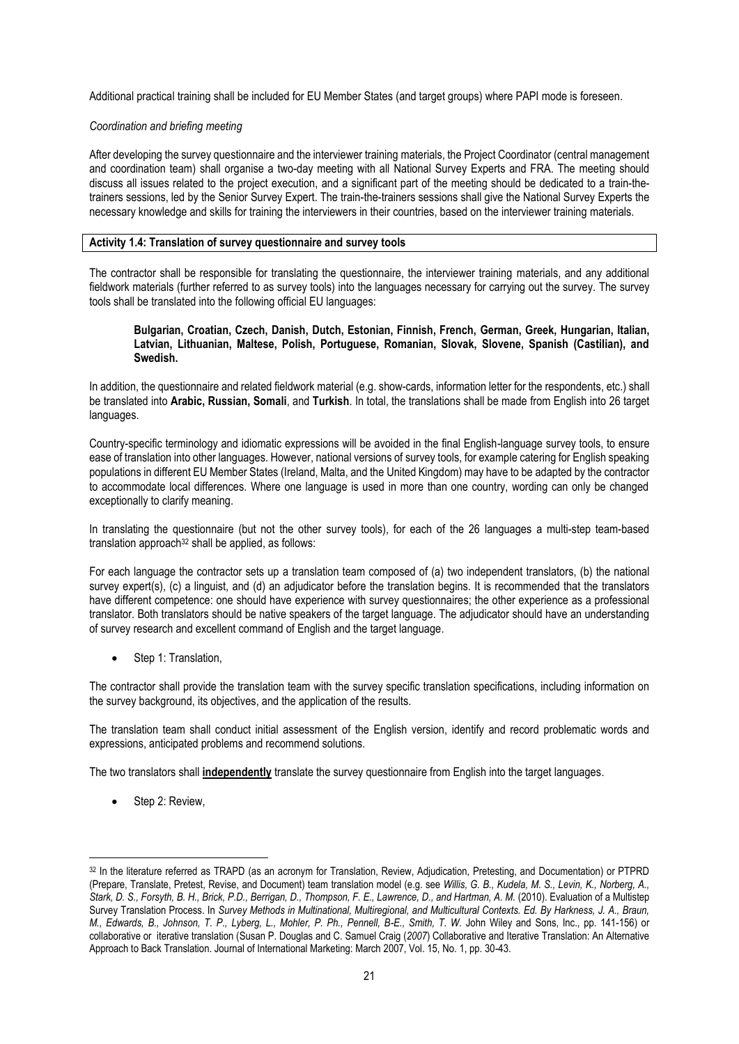Additional practical training shall be included for EU Member States (and target groups) where PAPI mode is foreseen.

*Coordination and briefing meeting*

After developing the survey questionnaire and the interviewer training materials, the Project Coordinator (central management and coordination team) shall organise a two-day meeting with all National Survey Experts and FRA. The meeting should discuss all issues related to the project execution, and a significant part of the meeting should be dedicated to a train-the-trainers sessions, led by the Senior Survey Expert. The train-the-trainers sessions shall give the National Survey Experts the necessary knowledge and skills for training the interviewers in their countries, based on the interviewer training materials.

**Activity 1.4: Translation of survey questionnaire and survey tools**

The contractor shall be responsible for translating the questionnaire, the interviewer training materials, and any additional fieldwork materials (further referred to as survey tools) into the languages necessary for carrying out the survey. The survey tools shall be translated into the following official EU languages:

> **Bulgarian, Croatian, Czech, Danish, Dutch, Estonian, Finnish, French, German, Greek, Hungarian, Italian, Latvian, Lithuanian, Maltese, Polish, Portuguese, Romanian, Slovak, Slovene, Spanish (Castilian), and Swedish.**

In addition, the questionnaire and related fieldwork material (e.g. show-cards, information letter for the respondents, etc.) shall be translated into **Arabic, Russian, Somali**, and **Turkish**. In total, the translations shall be made from English into 26 target languages.

Country-specific terminology and idiomatic expressions will be avoided in the final English-language survey tools, to ensure ease of translation into other languages. However, national versions of survey tools, for example catering for English speaking populations in different EU Member States (Ireland, Malta, and the United Kingdom) may have to be adapted by the contractor to accommodate local differences. Where one language is used in more than one country, wording can only be changed exceptionally to clarify meaning.

In translating the questionnaire (but not the other survey tools), for each of the 26 languages a multi-step team-based translation approach[32] shall be applied, as follows:

For each language the contractor sets up a translation team composed of (a) two independent translators, (b) the national survey expert(s), (c) a linguist, and (d) an adjudicator before the translation begins. It is recommended that the translators have different competence: one should have experience with survey questionnaires; the other experience as a professional translator. Both translators should be native speakers of the target language. The adjudicator should have an understanding of survey research and excellent command of English and the target language.

- Step 1: Translation,

The contractor shall provide the translation team with the survey specific translation specifications, including information on the survey background, its objectives, and the application of the results.

The translation team shall conduct initial assessment of the English version, identify and record problematic words and expressions, anticipated problems and recommend solutions.

The two translators shall **<u>independently</u>** translate the survey questionnaire from English into the target languages.

- Step 2: Review,

---

[32] In the literature referred as TRAPD (as an acronym for Translation, Review, Adjudication, Pretesting, and Documentation) or PTPRD (Prepare, Translate, Pretest, Revise, and Document) team translation model (e.g. see *Willis, G. B., Kudela, M. S., Levin, K., Norberg, A., Stark, D. S., Forsyth, B. H., Brick, P.D., Berrigan, D., Thompson, F. E., Lawrence, D., and Hartman, A. M.* (2010). Evaluation of a Multistep Survey Translation Process. In *Survey Methods in Multinational, Multiregional, and Multicultural Contexts. Ed. By Harkness, J. A., Braun, M., Edwards, B., Johnson, T. P., Lyberg, L., Mohler, P. Ph., Pennell, B-E., Smith, T. W.* John Wiley and Sons, Inc., pp. 141-156) or collaborative or iterative translation (Susan P. Douglas and C. Samuel Craig (*2007*) Collaborative and Iterative Translation: An Alternative Approach to Back Translation. Journal of International Marketing: March 2007, Vol. 15, No. 1, pp. 30-43.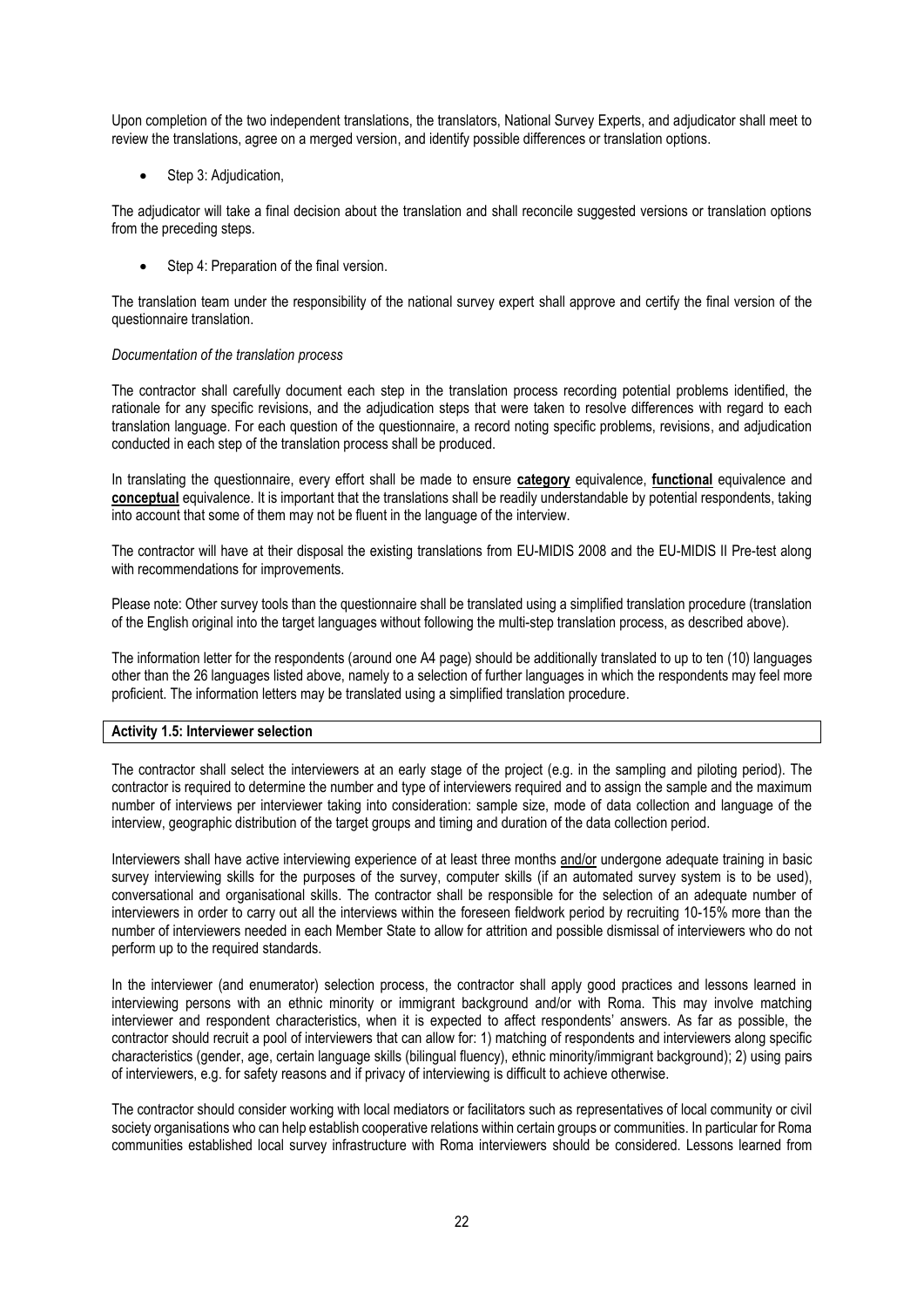Upon completion of the two independent translations, the translators, National Survey Experts, and adjudicator shall meet to review the translations, agree on a merged version, and identify possible differences or translation options.

- Step 3: Adjudication,

The adjudicator will take a final decision about the translation and shall reconcile suggested versions or translation options from the preceding steps.

- Step 4: Preparation of the final version.

The translation team under the responsibility of the national survey expert shall approve and certify the final version of the questionnaire translation.

*Documentation of the translation process*

The contractor shall carefully document each step in the translation process recording potential problems identified, the rationale for any specific revisions, and the adjudication steps that were taken to resolve differences with regard to each translation language. For each question of the questionnaire, a record noting specific problems, revisions, and adjudication conducted in each step of the translation process shall be produced.

In translating the questionnaire, every effort shall be made to ensure **category** equivalence, **functional** equivalence and **conceptual** equivalence. It is important that the translations shall be readily understandable by potential respondents, taking into account that some of them may not be fluent in the language of the interview.

The contractor will have at their disposal the existing translations from EU-MIDIS 2008 and the EU-MIDIS II Pre-test along with recommendations for improvements.

Please note: Other survey tools than the questionnaire shall be translated using a simplified translation procedure (translation of the English original into the target languages without following the multi-step translation process, as described above).

The information letter for the respondents (around one A4 page) should be additionally translated to up to ten (10) languages other than the 26 languages listed above, namely to a selection of further languages in which the respondents may feel more proficient. The information letters may be translated using a simplified translation procedure.

**Activity 1.5: Interviewer selection**

The contractor shall select the interviewers at an early stage of the project (e.g. in the sampling and piloting period). The contractor is required to determine the number and type of interviewers required and to assign the sample and the maximum number of interviews per interviewer taking into consideration: sample size, mode of data collection and language of the interview, geographic distribution of the target groups and timing and duration of the data collection period.

Interviewers shall have active interviewing experience of at least three months and/or undergone adequate training in basic survey interviewing skills for the purposes of the survey, computer skills (if an automated survey system is to be used), conversational and organisational skills. The contractor shall be responsible for the selection of an adequate number of interviewers in order to carry out all the interviews within the foreseen fieldwork period by recruiting 10-15% more than the number of interviewers needed in each Member State to allow for attrition and possible dismissal of interviewers who do not perform up to the required standards.

In the interviewer (and enumerator) selection process, the contractor shall apply good practices and lessons learned in interviewing persons with an ethnic minority or immigrant background and/or with Roma. This may involve matching interviewer and respondent characteristics, when it is expected to affect respondents' answers. As far as possible, the contractor should recruit a pool of interviewers that can allow for: 1) matching of respondents and interviewers along specific characteristics (gender, age, certain language skills (bilingual fluency), ethnic minority/immigrant background); 2) using pairs of interviewers, e.g. for safety reasons and if privacy of interviewing is difficult to achieve otherwise.

The contractor should consider working with local mediators or facilitators such as representatives of local community or civil society organisations who can help establish cooperative relations within certain groups or communities. In particular for Roma communities established local survey infrastructure with Roma interviewers should be considered. Lessons learned from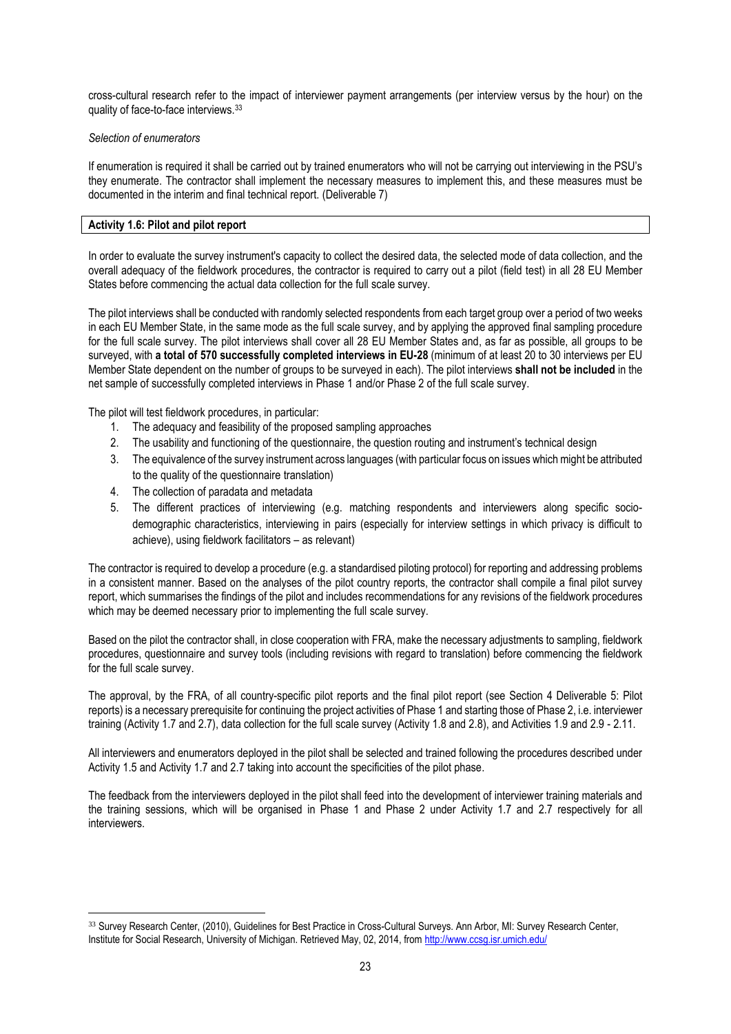cross-cultural research refer to the impact of interviewer payment arrangements (per interview versus by the hour) on the quality of face-to-face interviews.[33]

*Selection of enumerators*

If enumeration is required it shall be carried out by trained enumerators who will not be carrying out interviewing in the PSU's they enumerate. The contractor shall implement the necessary measures to implement this, and these measures must be documented in the interim and final technical report. (Deliverable 7)

### Activity 1.6: Pilot and pilot report

In order to evaluate the survey instrument's capacity to collect the desired data, the selected mode of data collection, and the overall adequacy of the fieldwork procedures, the contractor is required to carry out a pilot (field test) in all 28 EU Member States before commencing the actual data collection for the full scale survey.

The pilot interviews shall be conducted with randomly selected respondents from each target group over a period of two weeks in each EU Member State, in the same mode as the full scale survey, and by applying the approved final sampling procedure for the full scale survey. The pilot interviews shall cover all 28 EU Member States and, as far as possible, all groups to be surveyed, with **a total of 570 successfully completed interviews in EU-28** (minimum of at least 20 to 30 interviews per EU Member State dependent on the number of groups to be surveyed in each). The pilot interviews **shall not be included** in the net sample of successfully completed interviews in Phase 1 and/or Phase 2 of the full scale survey.

The pilot will test fieldwork procedures, in particular:

1. The adequacy and feasibility of the proposed sampling approaches
2. The usability and functioning of the questionnaire, the question routing and instrument's technical design
3. The equivalence of the survey instrument across languages (with particular focus on issues which might be attributed to the quality of the questionnaire translation)
4. The collection of paradata and metadata
5. The different practices of interviewing (e.g. matching respondents and interviewers along specific socio-demographic characteristics, interviewing in pairs (especially for interview settings in which privacy is difficult to achieve), using fieldwork facilitators – as relevant)

The contractor is required to develop a procedure (e.g. a standardised piloting protocol) for reporting and addressing problems in a consistent manner. Based on the analyses of the pilot country reports, the contractor shall compile a final pilot survey report, which summarises the findings of the pilot and includes recommendations for any revisions of the fieldwork procedures which may be deemed necessary prior to implementing the full scale survey.

Based on the pilot the contractor shall, in close cooperation with FRA, make the necessary adjustments to sampling, fieldwork procedures, questionnaire and survey tools (including revisions with regard to translation) before commencing the fieldwork for the full scale survey.

The approval, by the FRA, of all country-specific pilot reports and the final pilot report (see Section 4 Deliverable 5: Pilot reports) is a necessary prerequisite for continuing the project activities of Phase 1 and starting those of Phase 2, i.e. interviewer training (Activity 1.7 and 2.7), data collection for the full scale survey (Activity 1.8 and 2.8), and Activities 1.9 and 2.9 - 2.11.

All interviewers and enumerators deployed in the pilot shall be selected and trained following the procedures described under Activity 1.5 and Activity 1.7 and 2.7 taking into account the specificities of the pilot phase.

The feedback from the interviewers deployed in the pilot shall feed into the development of interviewer training materials and the training sessions, which will be organised in Phase 1 and Phase 2 under Activity 1.7 and 2.7 respectively for all interviewers.

---

[33] Survey Research Center, (2010), Guidelines for Best Practice in Cross-Cultural Surveys. Ann Arbor, MI: Survey Research Center, Institute for Social Research, University of Michigan. Retrieved May, 02, 2014, from http://www.ccsg.isr.umich.edu/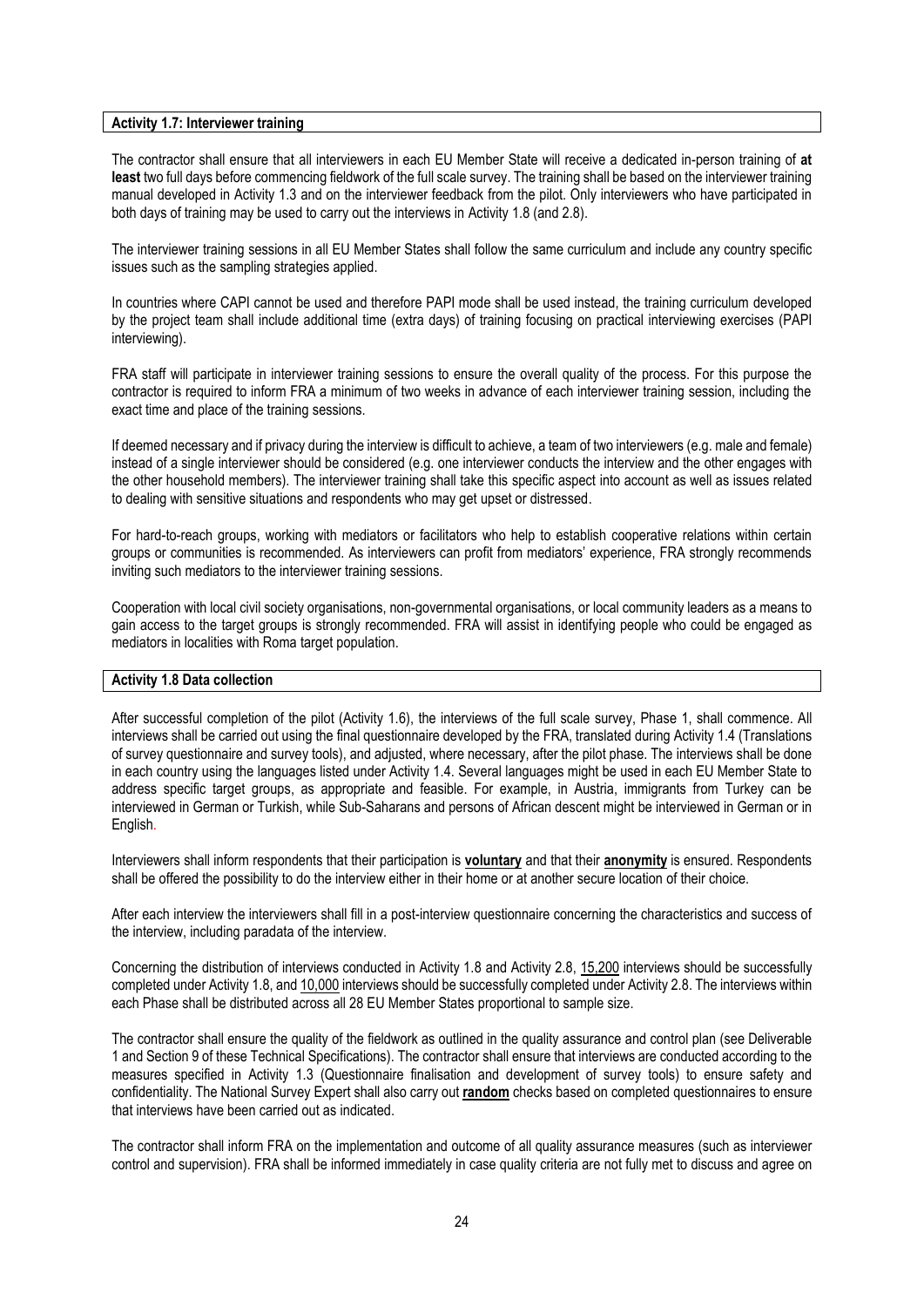**Activity 1.7: Interviewer training**

The contractor shall ensure that all interviewers in each EU Member State will receive a dedicated in-person training of **at least** two full days before commencing fieldwork of the full scale survey. The training shall be based on the interviewer training manual developed in Activity 1.3 and on the interviewer feedback from the pilot. Only interviewers who have participated in both days of training may be used to carry out the interviews in Activity 1.8 (and 2.8).

The interviewer training sessions in all EU Member States shall follow the same curriculum and include any country specific issues such as the sampling strategies applied.

In countries where CAPI cannot be used and therefore PAPI mode shall be used instead, the training curriculum developed by the project team shall include additional time (extra days) of training focusing on practical interviewing exercises (PAPI interviewing).

FRA staff will participate in interviewer training sessions to ensure the overall quality of the process. For this purpose the contractor is required to inform FRA a minimum of two weeks in advance of each interviewer training session, including the exact time and place of the training sessions.

If deemed necessary and if privacy during the interview is difficult to achieve, a team of two interviewers (e.g. male and female) instead of a single interviewer should be considered (e.g. one interviewer conducts the interview and the other engages with the other household members). The interviewer training shall take this specific aspect into account as well as issues related to dealing with sensitive situations and respondents who may get upset or distressed.

For hard-to-reach groups, working with mediators or facilitators who help to establish cooperative relations within certain groups or communities is recommended. As interviewers can profit from mediators' experience, FRA strongly recommends inviting such mediators to the interviewer training sessions.

Cooperation with local civil society organisations, non-governmental organisations, or local community leaders as a means to gain access to the target groups is strongly recommended. FRA will assist in identifying people who could be engaged as mediators in localities with Roma target population.

**Activity 1.8 Data collection**

After successful completion of the pilot (Activity 1.6), the interviews of the full scale survey, Phase 1, shall commence. All interviews shall be carried out using the final questionnaire developed by the FRA, translated during Activity 1.4 (Translations of survey questionnaire and survey tools), and adjusted, where necessary, after the pilot phase. The interviews shall be done in each country using the languages listed under Activity 1.4. Several languages might be used in each EU Member State to address specific target groups, as appropriate and feasible. For example, in Austria, immigrants from Turkey can be interviewed in German or Turkish, while Sub-Saharans and persons of African descent might be interviewed in German or in English.

Interviewers shall inform respondents that their participation is **voluntary** and that their **anonymity** is ensured. Respondents shall be offered the possibility to do the interview either in their home or at another secure location of their choice.

After each interview the interviewers shall fill in a post-interview questionnaire concerning the characteristics and success of the interview, including paradata of the interview.

Concerning the distribution of interviews conducted in Activity 1.8 and Activity 2.8, 15,200 interviews should be successfully completed under Activity 1.8, and 10,000 interviews should be successfully completed under Activity 2.8. The interviews within each Phase shall be distributed across all 28 EU Member States proportional to sample size.

The contractor shall ensure the quality of the fieldwork as outlined in the quality assurance and control plan (see Deliverable 1 and Section 9 of these Technical Specifications). The contractor shall ensure that interviews are conducted according to the measures specified in Activity 1.3 (Questionnaire finalisation and development of survey tools) to ensure safety and confidentiality. The National Survey Expert shall also carry out **random** checks based on completed questionnaires to ensure that interviews have been carried out as indicated.

The contractor shall inform FRA on the implementation and outcome of all quality assurance measures (such as interviewer control and supervision). FRA shall be informed immediately in case quality criteria are not fully met to discuss and agree on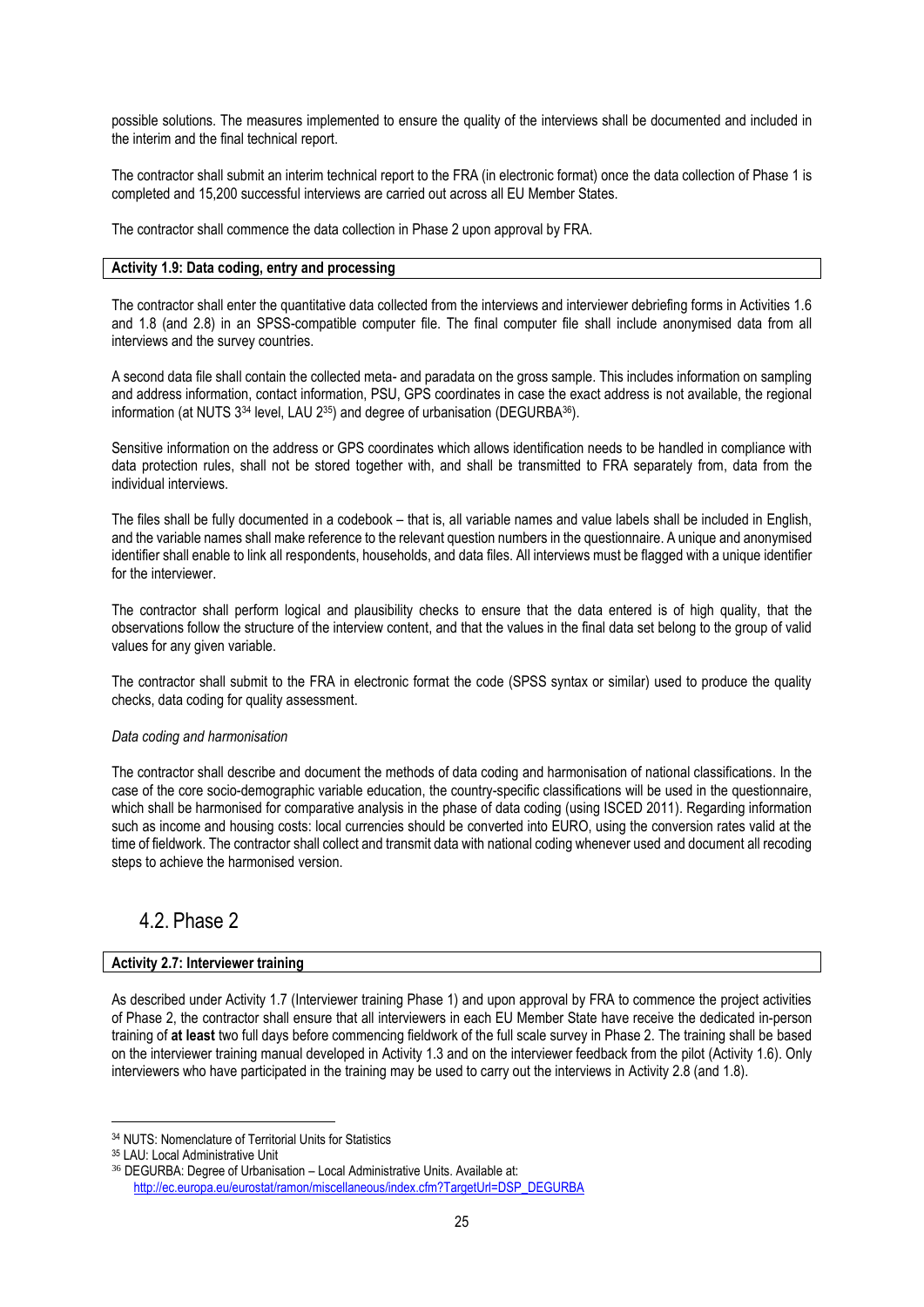possible solutions. The measures implemented to ensure the quality of the interviews shall be documented and included in the interim and the final technical report.

The contractor shall submit an interim technical report to the FRA (in electronic format) once the data collection of Phase 1 is completed and 15,200 successful interviews are carried out across all EU Member States.

The contractor shall commence the data collection in Phase 2 upon approval by FRA.

| **Activity 1.9: Data coding, entry and processing** |
|---|

The contractor shall enter the quantitative data collected from the interviews and interviewer debriefing forms in Activities 1.6 and 1.8 (and 2.8) in an SPSS-compatible computer file. The final computer file shall include anonymised data from all interviews and the survey countries.

A second data file shall contain the collected meta- and paradata on the gross sample. This includes information on sampling and address information, contact information, PSU, GPS coordinates in case the exact address is not available, the regional information (at NUTS 3[34] level, LAU 2[35]) and degree of urbanisation (DEGURBA[36]).

Sensitive information on the address or GPS coordinates which allows identification needs to be handled in compliance with data protection rules, shall not be stored together with, and shall be transmitted to FRA separately from, data from the individual interviews.

The files shall be fully documented in a codebook – that is, all variable names and value labels shall be included in English, and the variable names shall make reference to the relevant question numbers in the questionnaire. A unique and anonymised identifier shall enable to link all respondents, households, and data files. All interviews must be flagged with a unique identifier for the interviewer.

The contractor shall perform logical and plausibility checks to ensure that the data entered is of high quality, that the observations follow the structure of the interview content, and that the values in the final data set belong to the group of valid values for any given variable.

The contractor shall submit to the FRA in electronic format the code (SPSS syntax or similar) used to produce the quality checks, data coding for quality assessment.

*Data coding and harmonisation*

The contractor shall describe and document the methods of data coding and harmonisation of national classifications. In the case of the core socio-demographic variable education, the country-specific classifications will be used in the questionnaire, which shall be harmonised for comparative analysis in the phase of data coding (using ISCED 2011). Regarding information such as income and housing costs: local currencies should be converted into EURO, using the conversion rates valid at the time of fieldwork. The contractor shall collect and transmit data with national coding whenever used and document all recoding steps to achieve the harmonised version.

## 4.2. Phase 2

| **Activity 2.7: Interviewer training** |
|---|

As described under Activity 1.7 (Interviewer training Phase 1) and upon approval by FRA to commence the project activities of Phase 2, the contractor shall ensure that all interviewers in each EU Member State have receive the dedicated in-person training of **at least** two full days before commencing fieldwork of the full scale survey in Phase 2. The training shall be based on the interviewer training manual developed in Activity 1.3 and on the interviewer feedback from the pilot (Activity 1.6). Only interviewers who have participated in the training may be used to carry out the interviews in Activity 2.8 (and 1.8).

---

[34] NUTS: Nomenclature of Territorial Units for Statistics

[35] LAU: Local Administrative Unit

[36] DEGURBA: Degree of Urbanisation – Local Administrative Units. Available at: http://ec.europa.eu/eurostat/ramon/miscellaneous/index.cfm?TargetUrl=DSP_DEGURBA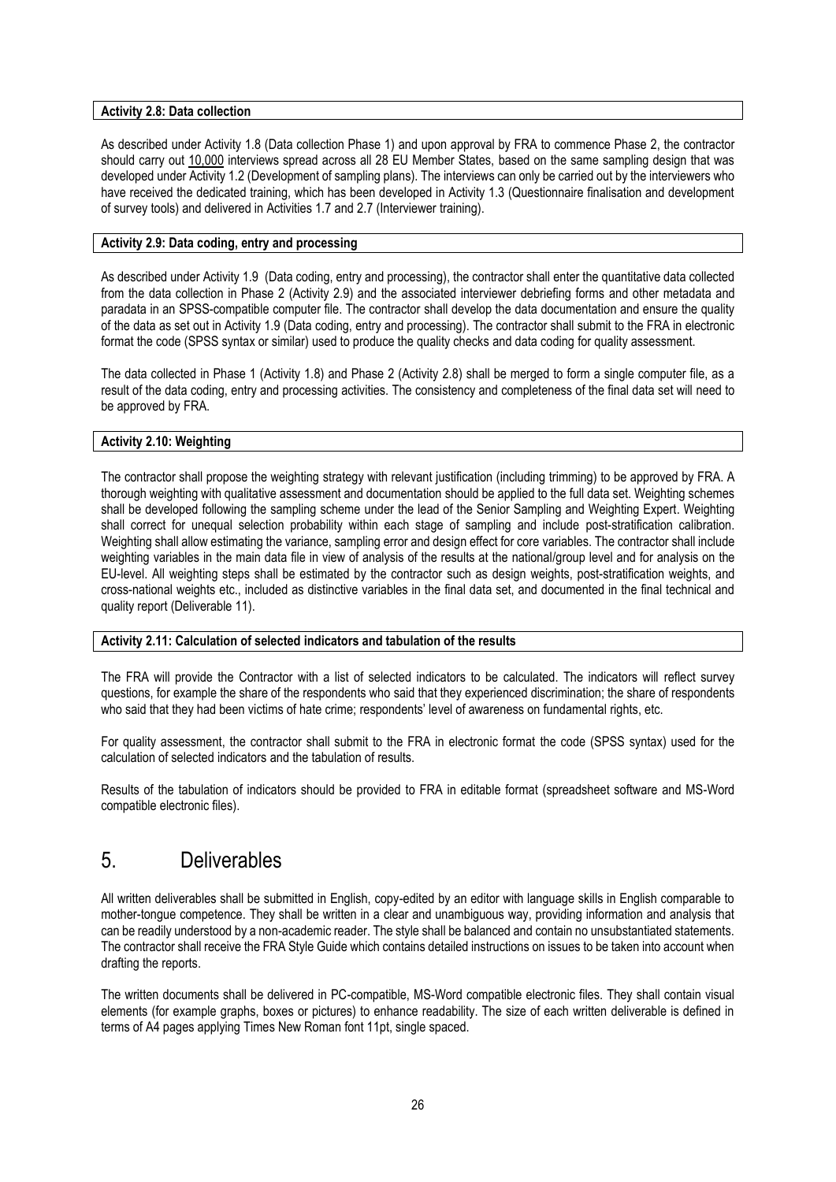**Activity 2.8: Data collection**

As described under Activity 1.8 (Data collection Phase 1) and upon approval by FRA to commence Phase 2, the contractor should carry out 10,000 interviews spread across all 28 EU Member States, based on the same sampling design that was developed under Activity 1.2 (Development of sampling plans). The interviews can only be carried out by the interviewers who have received the dedicated training, which has been developed in Activity 1.3 (Questionnaire finalisation and development of survey tools) and delivered in Activities 1.7 and 2.7 (Interviewer training).

**Activity 2.9: Data coding, entry and processing**

As described under Activity 1.9 (Data coding, entry and processing), the contractor shall enter the quantitative data collected from the data collection in Phase 2 (Activity 2.9) and the associated interviewer debriefing forms and other metadata and paradata in an SPSS-compatible computer file. The contractor shall develop the data documentation and ensure the quality of the data as set out in Activity 1.9 (Data coding, entry and processing). The contractor shall submit to the FRA in electronic format the code (SPSS syntax or similar) used to produce the quality checks and data coding for quality assessment.

The data collected in Phase 1 (Activity 1.8) and Phase 2 (Activity 2.8) shall be merged to form a single computer file, as a result of the data coding, entry and processing activities. The consistency and completeness of the final data set will need to be approved by FRA.

**Activity 2.10: Weighting**

The contractor shall propose the weighting strategy with relevant justification (including trimming) to be approved by FRA. A thorough weighting with qualitative assessment and documentation should be applied to the full data set. Weighting schemes shall be developed following the sampling scheme under the lead of the Senior Sampling and Weighting Expert. Weighting shall correct for unequal selection probability within each stage of sampling and include post-stratification calibration. Weighting shall allow estimating the variance, sampling error and design effect for core variables. The contractor shall include weighting variables in the main data file in view of analysis of the results at the national/group level and for analysis on the EU-level. All weighting steps shall be estimated by the contractor such as design weights, post-stratification weights, and cross-national weights etc., included as distinctive variables in the final data set, and documented in the final technical and quality report (Deliverable 11).

**Activity 2.11: Calculation of selected indicators and tabulation of the results**

The FRA will provide the Contractor with a list of selected indicators to be calculated. The indicators will reflect survey questions, for example the share of the respondents who said that they experienced discrimination; the share of respondents who said that they had been victims of hate crime; respondents' level of awareness on fundamental rights, etc.

For quality assessment, the contractor shall submit to the FRA in electronic format the code (SPSS syntax) used for the calculation of selected indicators and the tabulation of results.

Results of the tabulation of indicators should be provided to FRA in editable format (spreadsheet software and MS-Word compatible electronic files).

# 5. Deliverables

All written deliverables shall be submitted in English, copy-edited by an editor with language skills in English comparable to mother-tongue competence. They shall be written in a clear and unambiguous way, providing information and analysis that can be readily understood by a non-academic reader. The style shall be balanced and contain no unsubstantiated statements. The contractor shall receive the FRA Style Guide which contains detailed instructions on issues to be taken into account when drafting the reports.

The written documents shall be delivered in PC-compatible, MS-Word compatible electronic files. They shall contain visual elements (for example graphs, boxes or pictures) to enhance readability. The size of each written deliverable is defined in terms of A4 pages applying Times New Roman font 11pt, single spaced.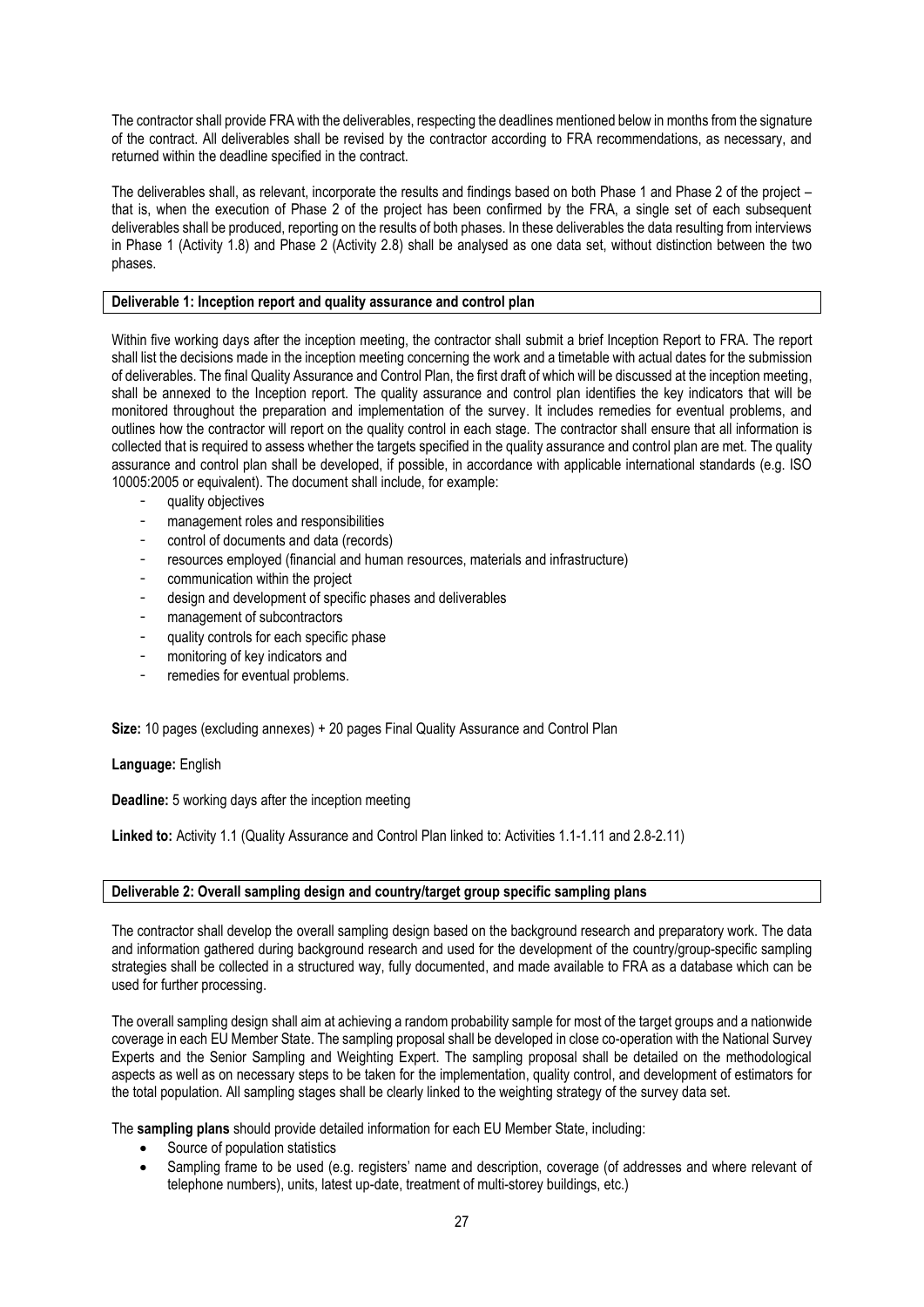The contractor shall provide FRA with the deliverables, respecting the deadlines mentioned below in months from the signature of the contract. All deliverables shall be revised by the contractor according to FRA recommendations, as necessary, and returned within the deadline specified in the contract.

The deliverables shall, as relevant, incorporate the results and findings based on both Phase 1 and Phase 2 of the project – that is, when the execution of Phase 2 of the project has been confirmed by the FRA, a single set of each subsequent deliverables shall be produced, reporting on the results of both phases. In these deliverables the data resulting from interviews in Phase 1 (Activity 1.8) and Phase 2 (Activity 2.8) shall be analysed as one data set, without distinction between the two phases.

**Deliverable 1: Inception report and quality assurance and control plan**

Within five working days after the inception meeting, the contractor shall submit a brief Inception Report to FRA. The report shall list the decisions made in the inception meeting concerning the work and a timetable with actual dates for the submission of deliverables. The final Quality Assurance and Control Plan, the first draft of which will be discussed at the inception meeting, shall be annexed to the Inception report. The quality assurance and control plan identifies the key indicators that will be monitored throughout the preparation and implementation of the survey. It includes remedies for eventual problems, and outlines how the contractor will report on the quality control in each stage. The contractor shall ensure that all information is collected that is required to assess whether the targets specified in the quality assurance and control plan are met. The quality assurance and control plan shall be developed, if possible, in accordance with applicable international standards (e.g. ISO 10005:2005 or equivalent). The document shall include, for example:

- quality objectives
- management roles and responsibilities
- control of documents and data (records)
- resources employed (financial and human resources, materials and infrastructure)
- communication within the project
- design and development of specific phases and deliverables
- management of subcontractors
- quality controls for each specific phase
- monitoring of key indicators and
- remedies for eventual problems.

**Size:** 10 pages (excluding annexes) + 20 pages Final Quality Assurance and Control Plan

**Language:** English

**Deadline:** 5 working days after the inception meeting

**Linked to:** Activity 1.1 (Quality Assurance and Control Plan linked to: Activities 1.1-1.11 and 2.8-2.11)

**Deliverable 2: Overall sampling design and country/target group specific sampling plans**

The contractor shall develop the overall sampling design based on the background research and preparatory work. The data and information gathered during background research and used for the development of the country/group-specific sampling strategies shall be collected in a structured way, fully documented, and made available to FRA as a database which can be used for further processing.

The overall sampling design shall aim at achieving a random probability sample for most of the target groups and a nationwide coverage in each EU Member State. The sampling proposal shall be developed in close co-operation with the National Survey Experts and the Senior Sampling and Weighting Expert. The sampling proposal shall be detailed on the methodological aspects as well as on necessary steps to be taken for the implementation, quality control, and development of estimators for the total population. All sampling stages shall be clearly linked to the weighting strategy of the survey data set.

The **sampling plans** should provide detailed information for each EU Member State, including:

- Source of population statistics
- Sampling frame to be used (e.g. registers' name and description, coverage (of addresses and where relevant of telephone numbers), units, latest up-date, treatment of multi-storey buildings, etc.)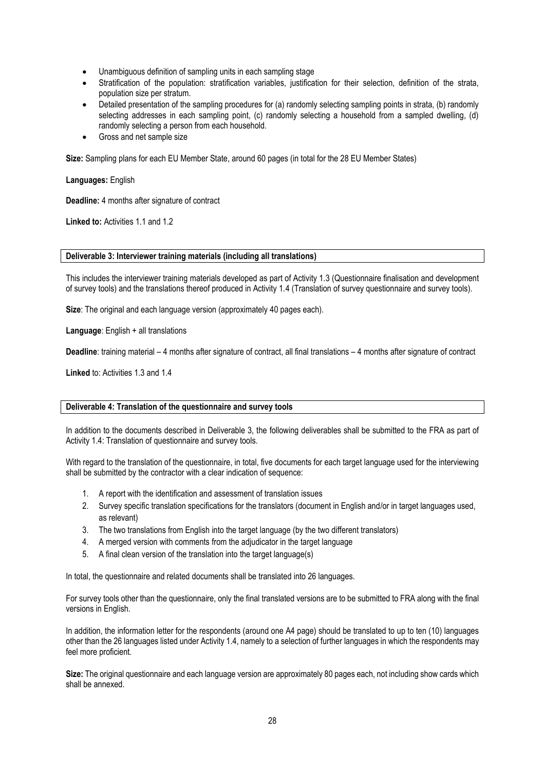- Unambiguous definition of sampling units in each sampling stage
- Stratification of the population: stratification variables, justification for their selection, definition of the strata, population size per stratum.
- Detailed presentation of the sampling procedures for (a) randomly selecting sampling points in strata, (b) randomly selecting addresses in each sampling point, (c) randomly selecting a household from a sampled dwelling, (d) randomly selecting a person from each household.
- Gross and net sample size

**Size:** Sampling plans for each EU Member State, around 60 pages (in total for the 28 EU Member States)

**Languages:** English

**Deadline:** 4 months after signature of contract

**Linked to:** Activities 1.1 and 1.2

**Deliverable 3: Interviewer training materials (including all translations)**

This includes the interviewer training materials developed as part of Activity 1.3 (Questionnaire finalisation and development of survey tools) and the translations thereof produced in Activity 1.4 (Translation of survey questionnaire and survey tools).

**Size**: The original and each language version (approximately 40 pages each).

**Language**: English + all translations

**Deadline**: training material – 4 months after signature of contract, all final translations – 4 months after signature of contract

**Linked** to: Activities 1.3 and 1.4

**Deliverable 4: Translation of the questionnaire and survey tools**

In addition to the documents described in Deliverable 3, the following deliverables shall be submitted to the FRA as part of Activity 1.4: Translation of questionnaire and survey tools.

With regard to the translation of the questionnaire, in total, five documents for each target language used for the interviewing shall be submitted by the contractor with a clear indication of sequence:

1. A report with the identification and assessment of translation issues
2. Survey specific translation specifications for the translators (document in English and/or in target languages used, as relevant)
3. The two translations from English into the target language (by the two different translators)
4. A merged version with comments from the adjudicator in the target language
5. A final clean version of the translation into the target language(s)

In total, the questionnaire and related documents shall be translated into 26 languages.

For survey tools other than the questionnaire, only the final translated versions are to be submitted to FRA along with the final versions in English.

In addition, the information letter for the respondents (around one A4 page) should be translated to up to ten (10) languages other than the 26 languages listed under Activity 1.4, namely to a selection of further languages in which the respondents may feel more proficient.

**Size:** The original questionnaire and each language version are approximately 80 pages each, not including show cards which shall be annexed.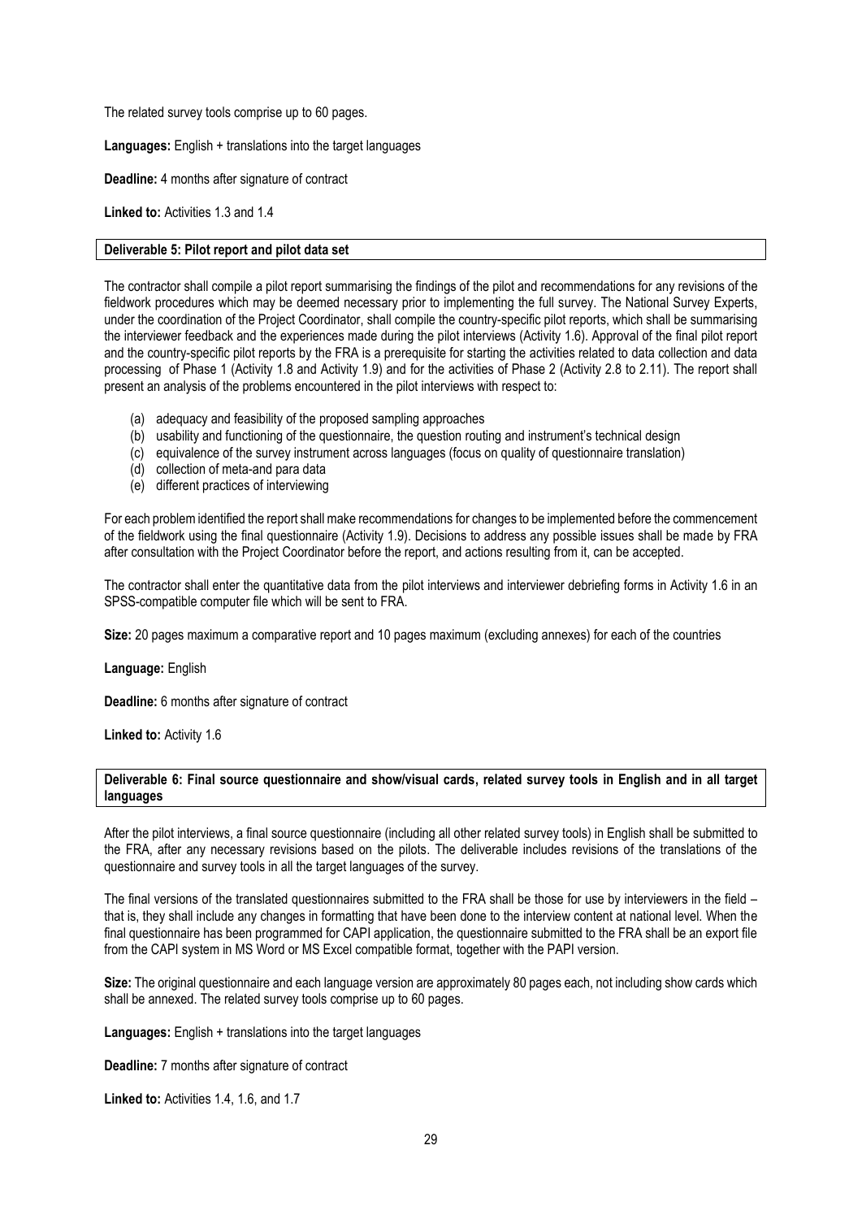The related survey tools comprise up to 60 pages.

**Languages:** English + translations into the target languages

**Deadline:** 4 months after signature of contract

**Linked to:** Activities 1.3 and 1.4

**Deliverable 5: Pilot report and pilot data set**

The contractor shall compile a pilot report summarising the findings of the pilot and recommendations for any revisions of the fieldwork procedures which may be deemed necessary prior to implementing the full survey. The National Survey Experts, under the coordination of the Project Coordinator, shall compile the country-specific pilot reports, which shall be summarising the interviewer feedback and the experiences made during the pilot interviews (Activity 1.6). Approval of the final pilot report and the country-specific pilot reports by the FRA is a prerequisite for starting the activities related to data collection and data processing of Phase 1 (Activity 1.8 and Activity 1.9) and for the activities of Phase 2 (Activity 2.8 to 2.11). The report shall present an analysis of the problems encountered in the pilot interviews with respect to:

(a) adequacy and feasibility of the proposed sampling approaches
(b) usability and functioning of the questionnaire, the question routing and instrument's technical design
(c) equivalence of the survey instrument across languages (focus on quality of questionnaire translation)
(d) collection of meta-and para data
(e) different practices of interviewing

For each problem identified the report shall make recommendations for changes to be implemented before the commencement of the fieldwork using the final questionnaire (Activity 1.9). Decisions to address any possible issues shall be made by FRA after consultation with the Project Coordinator before the report, and actions resulting from it, can be accepted.

The contractor shall enter the quantitative data from the pilot interviews and interviewer debriefing forms in Activity 1.6 in an SPSS-compatible computer file which will be sent to FRA.

**Size:** 20 pages maximum a comparative report and 10 pages maximum (excluding annexes) for each of the countries

**Language:** English

**Deadline:** 6 months after signature of contract

**Linked to:** Activity 1.6

**Deliverable 6: Final source questionnaire and show/visual cards, related survey tools in English and in all target languages**

After the pilot interviews, a final source questionnaire (including all other related survey tools) in English shall be submitted to the FRA, after any necessary revisions based on the pilots. The deliverable includes revisions of the translations of the questionnaire and survey tools in all the target languages of the survey.

The final versions of the translated questionnaires submitted to the FRA shall be those for use by interviewers in the field – that is, they shall include any changes in formatting that have been done to the interview content at national level. When the final questionnaire has been programmed for CAPI application, the questionnaire submitted to the FRA shall be an export file from the CAPI system in MS Word or MS Excel compatible format, together with the PAPI version.

**Size:** The original questionnaire and each language version are approximately 80 pages each, not including show cards which shall be annexed. The related survey tools comprise up to 60 pages.

**Languages:** English + translations into the target languages

**Deadline:** 7 months after signature of contract

**Linked to:** Activities 1.4, 1.6, and 1.7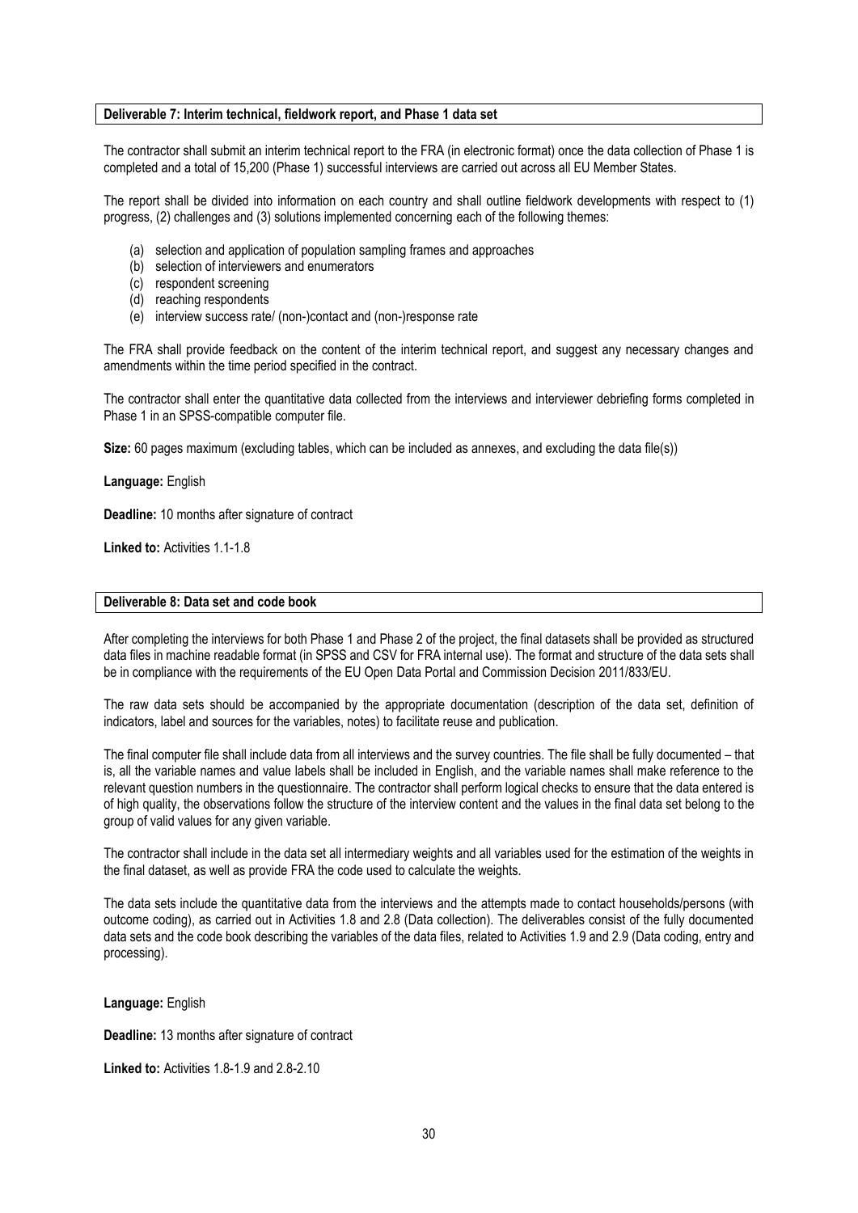**Deliverable 7: Interim technical, fieldwork report, and Phase 1 data set**

The contractor shall submit an interim technical report to the FRA (in electronic format) once the data collection of Phase 1 is completed and a total of 15,200 (Phase 1) successful interviews are carried out across all EU Member States.

The report shall be divided into information on each country and shall outline fieldwork developments with respect to (1) progress, (2) challenges and (3) solutions implemented concerning each of the following themes:

- (a) selection and application of population sampling frames and approaches
- (b) selection of interviewers and enumerators
- (c) respondent screening
- (d) reaching respondents
- (e) interview success rate/ (non-)contact and (non-)response rate

The FRA shall provide feedback on the content of the interim technical report, and suggest any necessary changes and amendments within the time period specified in the contract.

The contractor shall enter the quantitative data collected from the interviews and interviewer debriefing forms completed in Phase 1 in an SPSS-compatible computer file.

**Size:** 60 pages maximum (excluding tables, which can be included as annexes, and excluding the data file(s))

**Language:** English

**Deadline:** 10 months after signature of contract

**Linked to:** Activities 1.1-1.8

**Deliverable 8: Data set and code book**

After completing the interviews for both Phase 1 and Phase 2 of the project, the final datasets shall be provided as structured data files in machine readable format (in SPSS and CSV for FRA internal use). The format and structure of the data sets shall be in compliance with the requirements of the EU Open Data Portal and Commission Decision 2011/833/EU.

The raw data sets should be accompanied by the appropriate documentation (description of the data set, definition of indicators, label and sources for the variables, notes) to facilitate reuse and publication.

The final computer file shall include data from all interviews and the survey countries. The file shall be fully documented – that is, all the variable names and value labels shall be included in English, and the variable names shall make reference to the relevant question numbers in the questionnaire. The contractor shall perform logical checks to ensure that the data entered is of high quality, the observations follow the structure of the interview content and the values in the final data set belong to the group of valid values for any given variable.

The contractor shall include in the data set all intermediary weights and all variables used for the estimation of the weights in the final dataset, as well as provide FRA the code used to calculate the weights.

The data sets include the quantitative data from the interviews and the attempts made to contact households/persons (with outcome coding), as carried out in Activities 1.8 and 2.8 (Data collection). The deliverables consist of the fully documented data sets and the code book describing the variables of the data files, related to Activities 1.9 and 2.9 (Data coding, entry and processing).

**Language:** English

**Deadline:** 13 months after signature of contract

**Linked to:** Activities 1.8-1.9 and 2.8-2.10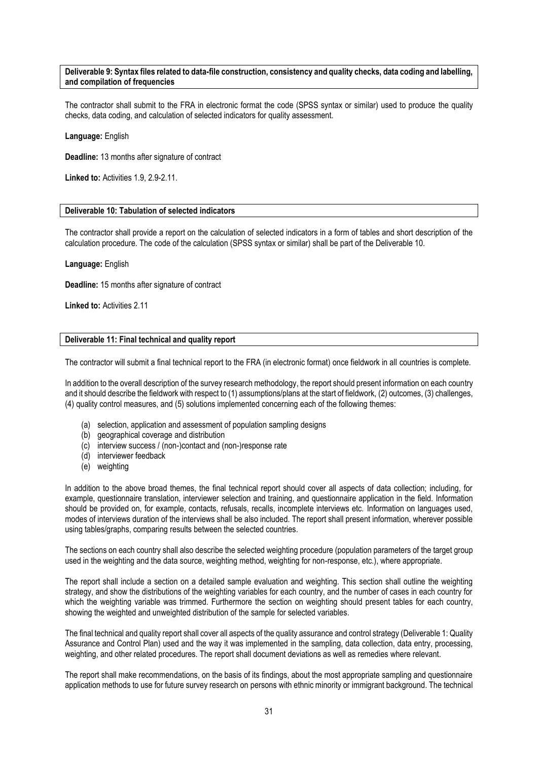**Deliverable 9: Syntax files related to data-file construction, consistency and quality checks, data coding and labelling, and compilation of frequencies**

The contractor shall submit to the FRA in electronic format the code (SPSS syntax or similar) used to produce the quality checks, data coding, and calculation of selected indicators for quality assessment.

**Language:** English

**Deadline:** 13 months after signature of contract

**Linked to:** Activities 1.9, 2.9-2.11.

**Deliverable 10: Tabulation of selected indicators**

The contractor shall provide a report on the calculation of selected indicators in a form of tables and short description of the calculation procedure. The code of the calculation (SPSS syntax or similar) shall be part of the Deliverable 10.

**Language:** English

**Deadline:** 15 months after signature of contract

**Linked to:** Activities 2.11

**Deliverable 11: Final technical and quality report**

The contractor will submit a final technical report to the FRA (in electronic format) once fieldwork in all countries is complete.

In addition to the overall description of the survey research methodology, the report should present information on each country and it should describe the fieldwork with respect to (1) assumptions/plans at the start of fieldwork, (2) outcomes, (3) challenges, (4) quality control measures, and (5) solutions implemented concerning each of the following themes:

- (a) selection, application and assessment of population sampling designs
- (b) geographical coverage and distribution
- (c) interview success / (non-)contact and (non-)response rate
- (d) interviewer feedback
- (e) weighting

In addition to the above broad themes, the final technical report should cover all aspects of data collection; including, for example, questionnaire translation, interviewer selection and training, and questionnaire application in the field. Information should be provided on, for example, contacts, refusals, recalls, incomplete interviews etc. Information on languages used, modes of interviews duration of the interviews shall be also included. The report shall present information, wherever possible using tables/graphs, comparing results between the selected countries.

The sections on each country shall also describe the selected weighting procedure (population parameters of the target group used in the weighting and the data source, weighting method, weighting for non-response, etc.), where appropriate.

The report shall include a section on a detailed sample evaluation and weighting. This section shall outline the weighting strategy, and show the distributions of the weighting variables for each country, and the number of cases in each country for which the weighting variable was trimmed. Furthermore the section on weighting should present tables for each country, showing the weighted and unweighted distribution of the sample for selected variables.

The final technical and quality report shall cover all aspects of the quality assurance and control strategy (Deliverable 1: Quality Assurance and Control Plan) used and the way it was implemented in the sampling, data collection, data entry, processing, weighting, and other related procedures. The report shall document deviations as well as remedies where relevant.

The report shall make recommendations, on the basis of its findings, about the most appropriate sampling and questionnaire application methods to use for future survey research on persons with ethnic minority or immigrant background. The technical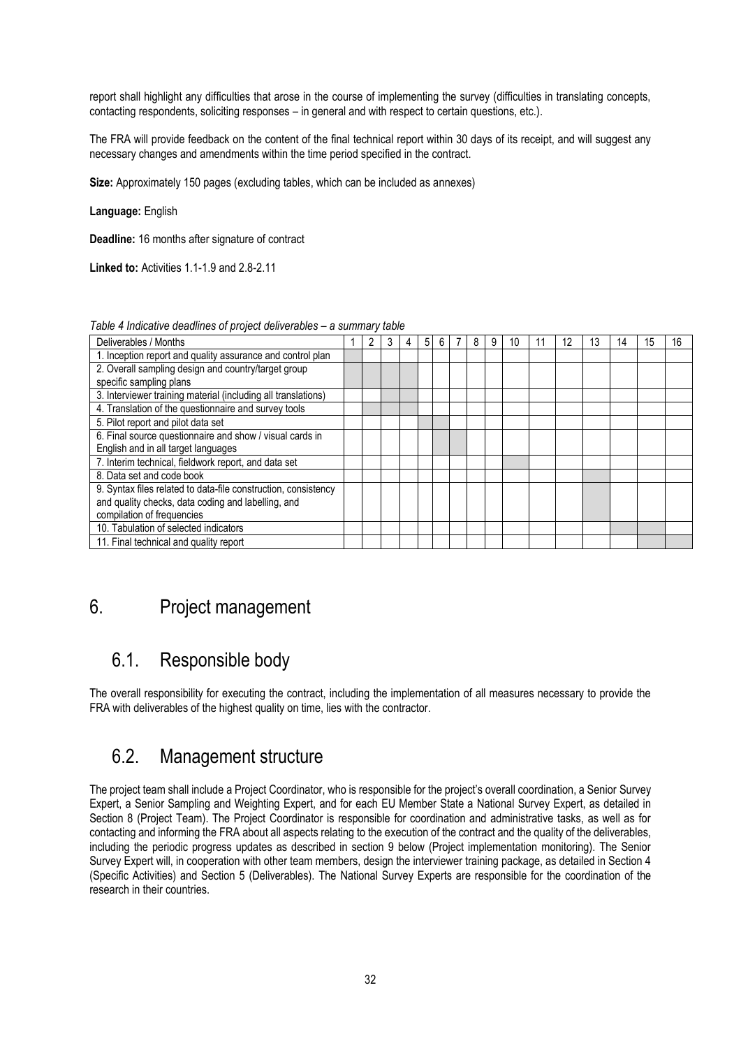report shall highlight any difficulties that arose in the course of implementing the survey (difficulties in translating concepts, contacting respondents, soliciting responses – in general and with respect to certain questions, etc.).

The FRA will provide feedback on the content of the final technical report within 30 days of its receipt, and will suggest any necessary changes and amendments within the time period specified in the contract.

**Size:** Approximately 150 pages (excluding tables, which can be included as annexes)

**Language:** English

**Deadline:** 16 months after signature of contract

**Linked to:** Activities 1.1-1.9 and 2.8-2.11

*Table 4 Indicative deadlines of project deliverables – a summary table*

| Deliverables / Months | 1 | 2 | 3 | 4 | 5 | 6 | 7 | 8 | 9 | 10 | 11 | 12 | 13 | 14 | 15 | 16 |
|---|---|---|---|---|---|---|---|---|---|---|---|---|---|---|---|---|
| 1. Inception report and quality assurance and control plan | ■ | | | | | | | | | | | | | | | |
| 2. Overall sampling design and country/target group specific sampling plans | ■ | ■ | ■ | ■ | | | | | | | | | | | | |
| 3. Interviewer training material (including all translations) | | | ■ | ■ | | | | | | | | | | | | |
| 4. Translation of the questionnaire and survey tools | | ■ | ■ | ■ | | | | | | | | | | | | |
| 5. Pilot report and pilot data set | | | | | ■ | ■ | | | | | | | | | | |
| 6. Final source questionnaire and show / visual cards in English and in all target languages | | | | | | ■ | ■ | | | | | | | | | |
| 7. Interim technical, fieldwork report, and data set | | | | | | | | | | ■ | | | | | | |
| 8. Data set and code book | | | | | | | | | | | | | ■ | | | |
| 9. Syntax files related to data-file construction, consistency and quality checks, data coding and labelling, and compilation of frequencies | | | | | | | | | | | | | ■ | | | |
| 10. Tabulation of selected indicators | | | | | | | | | | | | | | ■ | ■ | |
| 11. Final technical and quality report | | | | | | | | | | | | | | | ■ | ■ |

# 6. Project management

## 6.1. Responsible body

The overall responsibility for executing the contract, including the implementation of all measures necessary to provide the FRA with deliverables of the highest quality on time, lies with the contractor.

## 6.2. Management structure

The project team shall include a Project Coordinator, who is responsible for the project's overall coordination, a Senior Survey Expert, a Senior Sampling and Weighting Expert, and for each EU Member State a National Survey Expert, as detailed in Section 8 (Project Team). The Project Coordinator is responsible for coordination and administrative tasks, as well as for contacting and informing the FRA about all aspects relating to the execution of the contract and the quality of the deliverables, including the periodic progress updates as described in section 9 below (Project implementation monitoring). The Senior Survey Expert will, in cooperation with other team members, design the interviewer training package, as detailed in Section 4 (Specific Activities) and Section 5 (Deliverables). The National Survey Experts are responsible for the coordination of the research in their countries.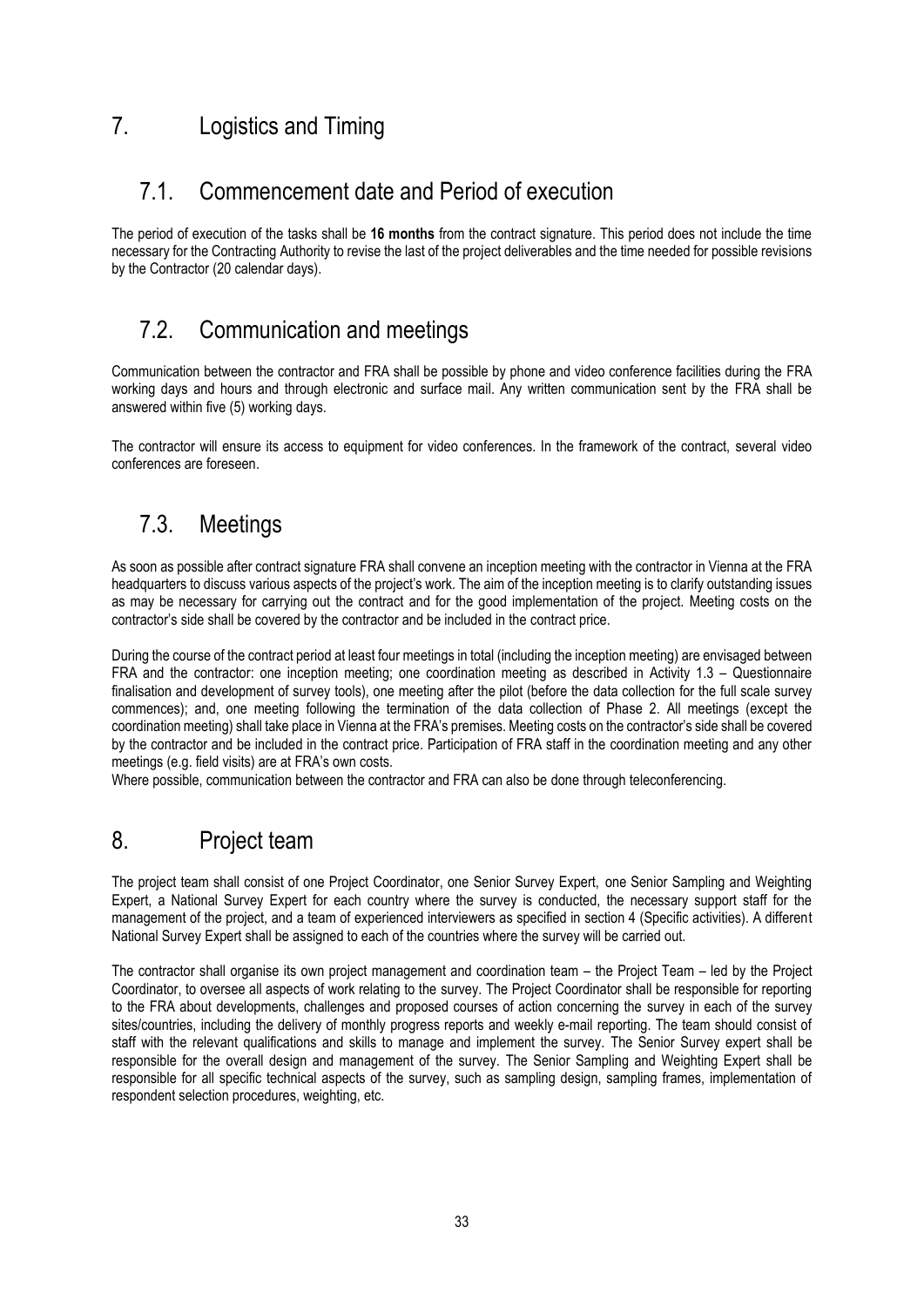# 7. Logistics and Timing

## 7.1. Commencement date and Period of execution

The period of execution of the tasks shall be **16 months** from the contract signature. This period does not include the time necessary for the Contracting Authority to revise the last of the project deliverables and the time needed for possible revisions by the Contractor (20 calendar days).

## 7.2. Communication and meetings

Communication between the contractor and FRA shall be possible by phone and video conference facilities during the FRA working days and hours and through electronic and surface mail. Any written communication sent by the FRA shall be answered within five (5) working days.

The contractor will ensure its access to equipment for video conferences. In the framework of the contract, several video conferences are foreseen.

## 7.3. Meetings

As soon as possible after contract signature FRA shall convene an inception meeting with the contractor in Vienna at the FRA headquarters to discuss various aspects of the project's work. The aim of the inception meeting is to clarify outstanding issues as may be necessary for carrying out the contract and for the good implementation of the project. Meeting costs on the contractor's side shall be covered by the contractor and be included in the contract price.

During the course of the contract period at least four meetings in total (including the inception meeting) are envisaged between FRA and the contractor: one inception meeting; one coordination meeting as described in Activity 1.3 – Questionnaire finalisation and development of survey tools), one meeting after the pilot (before the data collection for the full scale survey commences); and, one meeting following the termination of the data collection of Phase 2. All meetings (except the coordination meeting) shall take place in Vienna at the FRA's premises. Meeting costs on the contractor's side shall be covered by the contractor and be included in the contract price. Participation of FRA staff in the coordination meeting and any other meetings (e.g. field visits) are at FRA's own costs.

Where possible, communication between the contractor and FRA can also be done through teleconferencing.

# 8. Project team

The project team shall consist of one Project Coordinator, one Senior Survey Expert, one Senior Sampling and Weighting Expert, a National Survey Expert for each country where the survey is conducted, the necessary support staff for the management of the project, and a team of experienced interviewers as specified in section 4 (Specific activities). A different National Survey Expert shall be assigned to each of the countries where the survey will be carried out.

The contractor shall organise its own project management and coordination team – the Project Team – led by the Project Coordinator, to oversee all aspects of work relating to the survey. The Project Coordinator shall be responsible for reporting to the FRA about developments, challenges and proposed courses of action concerning the survey in each of the survey sites/countries, including the delivery of monthly progress reports and weekly e-mail reporting. The team should consist of staff with the relevant qualifications and skills to manage and implement the survey. The Senior Survey expert shall be responsible for the overall design and management of the survey. The Senior Sampling and Weighting Expert shall be responsible for all specific technical aspects of the survey, such as sampling design, sampling frames, implementation of respondent selection procedures, weighting, etc.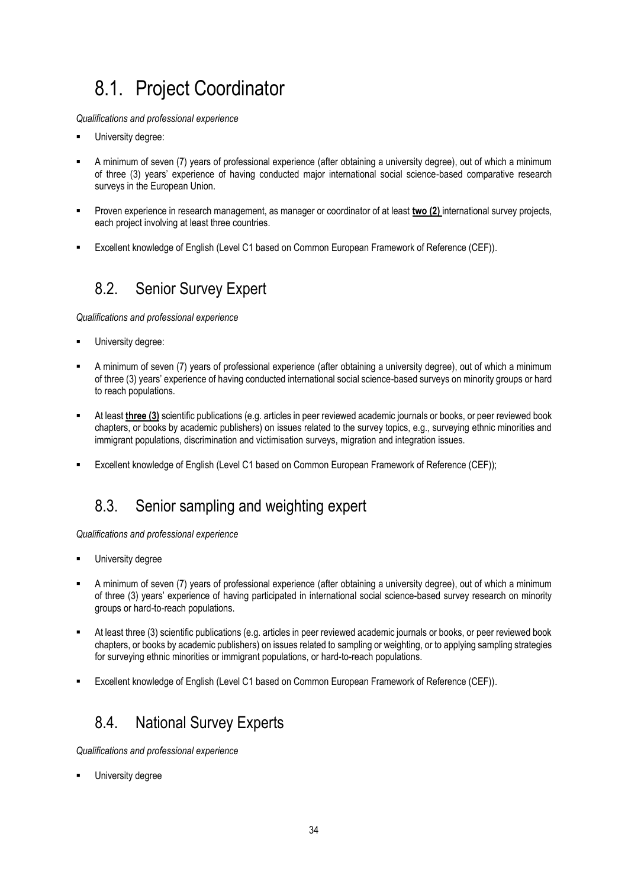# 8.1. Project Coordinator

*Qualifications and professional experience*

- University degree:
- A minimum of seven (7) years of professional experience (after obtaining a university degree), out of which a minimum of three (3) years' experience of having conducted major international social science-based comparative research surveys in the European Union.
- Proven experience in research management, as manager or coordinator of at least **two (2)** international survey projects, each project involving at least three countries.
- Excellent knowledge of English (Level C1 based on Common European Framework of Reference (CEF)).

## 8.2. Senior Survey Expert

*Qualifications and professional experience*

- University degree:
- A minimum of seven (7) years of professional experience (after obtaining a university degree), out of which a minimum of three (3) years' experience of having conducted international social science-based surveys on minority groups or hard to reach populations.
- At least **three (3)** scientific publications (e.g. articles in peer reviewed academic journals or books, or peer reviewed book chapters, or books by academic publishers) on issues related to the survey topics, e.g., surveying ethnic minorities and immigrant populations, discrimination and victimisation surveys, migration and integration issues.
- Excellent knowledge of English (Level C1 based on Common European Framework of Reference (CEF));

## 8.3. Senior sampling and weighting expert

*Qualifications and professional experience*

- University degree
- A minimum of seven (7) years of professional experience (after obtaining a university degree), out of which a minimum of three (3) years' experience of having participated in international social science-based survey research on minority groups or hard-to-reach populations.
- At least three (3) scientific publications (e.g. articles in peer reviewed academic journals or books, or peer reviewed book chapters, or books by academic publishers) on issues related to sampling or weighting, or to applying sampling strategies for surveying ethnic minorities or immigrant populations, or hard-to-reach populations.
- Excellent knowledge of English (Level C1 based on Common European Framework of Reference (CEF)).

## 8.4. National Survey Experts

*Qualifications and professional experience*

- University degree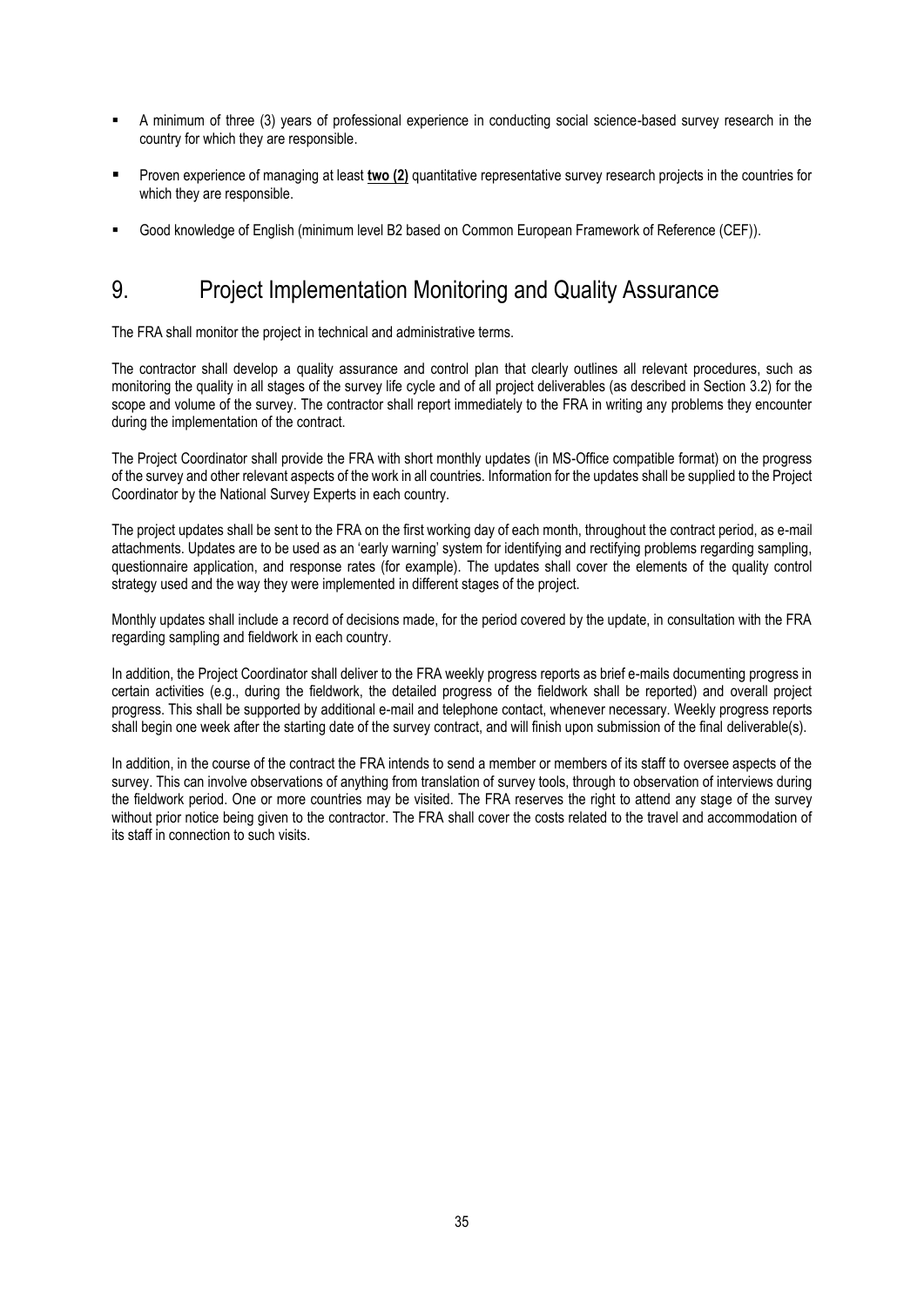- A minimum of three (3) years of professional experience in conducting social science-based survey research in the country for which they are responsible.
- Proven experience of managing at least **two (2)** quantitative representative survey research projects in the countries for which they are responsible.
- Good knowledge of English (minimum level B2 based on Common European Framework of Reference (CEF)).

# 9. Project Implementation Monitoring and Quality Assurance

The FRA shall monitor the project in technical and administrative terms.

The contractor shall develop a quality assurance and control plan that clearly outlines all relevant procedures, such as monitoring the quality in all stages of the survey life cycle and of all project deliverables (as described in Section 3.2) for the scope and volume of the survey. The contractor shall report immediately to the FRA in writing any problems they encounter during the implementation of the contract.

The Project Coordinator shall provide the FRA with short monthly updates (in MS-Office compatible format) on the progress of the survey and other relevant aspects of the work in all countries. Information for the updates shall be supplied to the Project Coordinator by the National Survey Experts in each country.

The project updates shall be sent to the FRA on the first working day of each month, throughout the contract period, as e-mail attachments. Updates are to be used as an 'early warning' system for identifying and rectifying problems regarding sampling, questionnaire application, and response rates (for example). The updates shall cover the elements of the quality control strategy used and the way they were implemented in different stages of the project.

Monthly updates shall include a record of decisions made, for the period covered by the update, in consultation with the FRA regarding sampling and fieldwork in each country.

In addition, the Project Coordinator shall deliver to the FRA weekly progress reports as brief e-mails documenting progress in certain activities (e.g., during the fieldwork, the detailed progress of the fieldwork shall be reported) and overall project progress. This shall be supported by additional e-mail and telephone contact, whenever necessary. Weekly progress reports shall begin one week after the starting date of the survey contract, and will finish upon submission of the final deliverable(s).

In addition, in the course of the contract the FRA intends to send a member or members of its staff to oversee aspects of the survey. This can involve observations of anything from translation of survey tools, through to observation of interviews during the fieldwork period. One or more countries may be visited. The FRA reserves the right to attend any stage of the survey without prior notice being given to the contractor. The FRA shall cover the costs related to the travel and accommodation of its staff in connection to such visits.